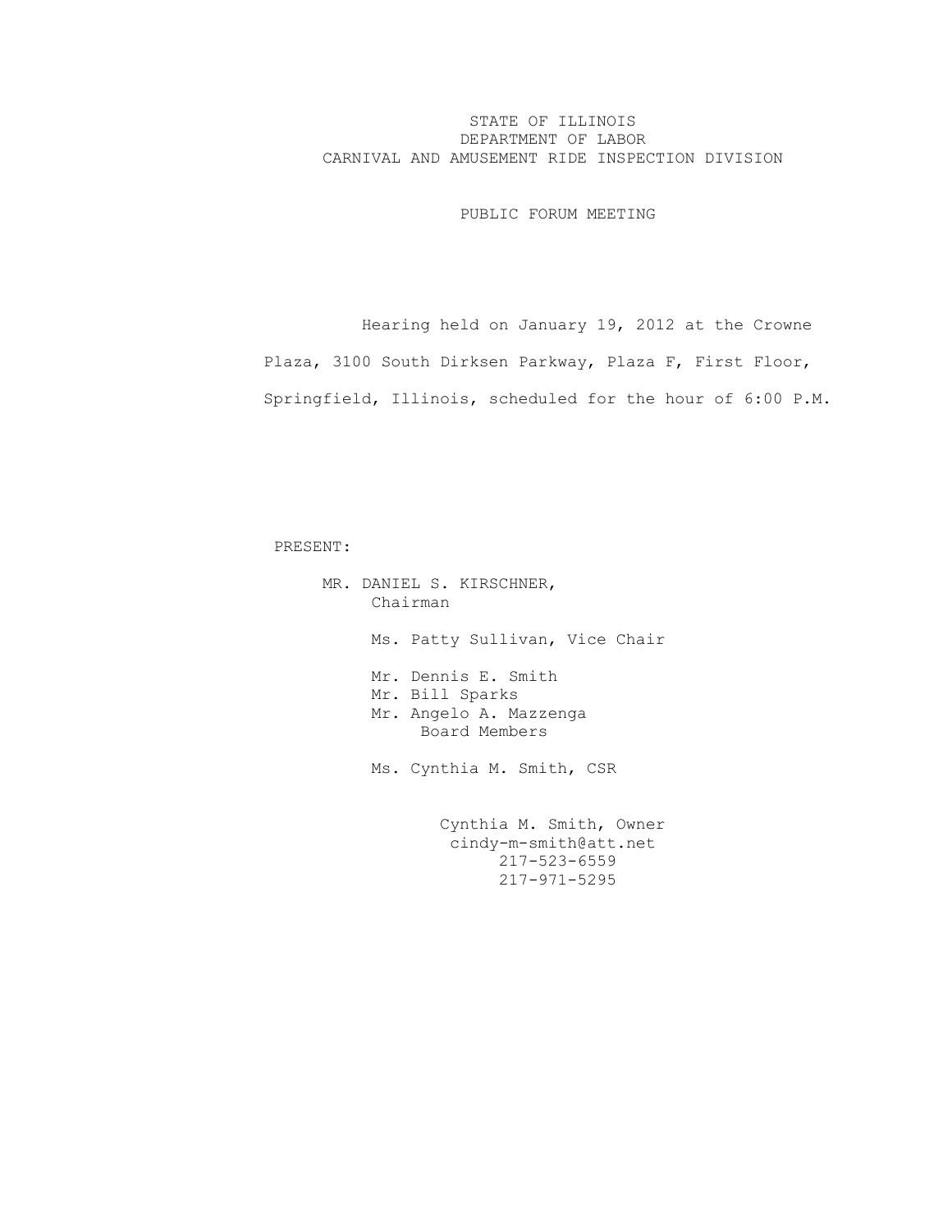STATE OF ILLINOIS
DEPARTMENT OF LABOR
CARNIVAL AND AMUSEMENT RIDE INSPECTION DIVISION

PUBLIC FORUM MEETING

Hearing held on January 19, 2012 at the Crowne Plaza, 3100 South Dirksen Parkway, Plaza F, First Floor, Springfield, Illinois, scheduled for the hour of 6:00 P.M.

PRESENT:

MR. DANIEL S. KIRSCHNER,
Chairman

Ms. Patty Sullivan, Vice Chair

Mr. Dennis E. Smith
Mr. Bill Sparks
Mr. Angelo A. Mazzenga
Board Members

Ms. Cynthia M. Smith, CSR

Cynthia M. Smith, Owner
cindy-m-smith@att.net
217-523-6559
217-971-5295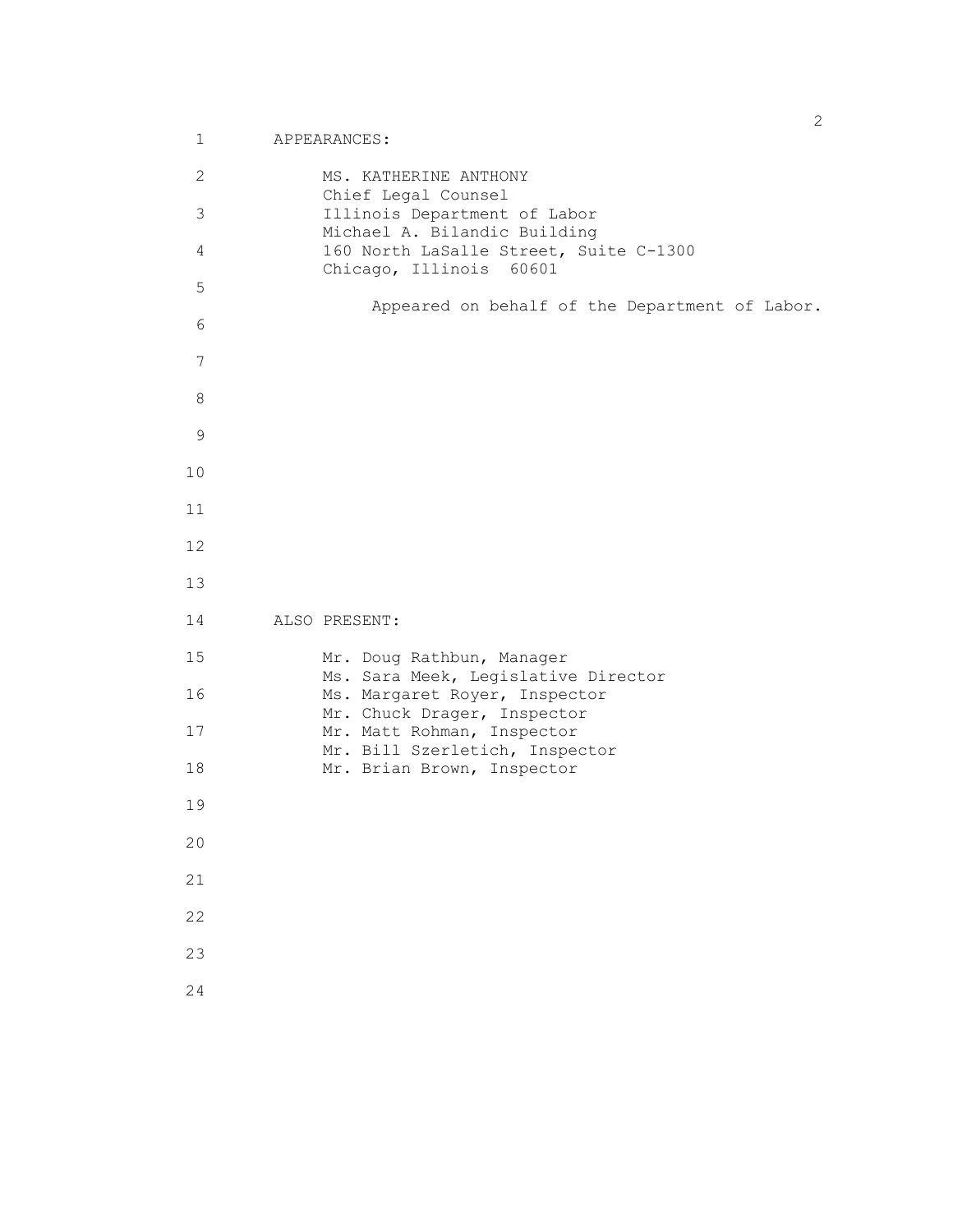APPEARANCES:

MS. KATHERINE ANTHONY
Chief Legal Counsel
Illinois Department of Labor
Michael A. Bilandic Building
160 North LaSalle Street, Suite C-1300
Chicago, Illinois 60601

Appeared on behalf of the Department of Labor.

ALSO PRESENT:

Mr. Doug Rathbun, Manager
Ms. Sara Meek, Legislative Director
Ms. Margaret Royer, Inspector
Mr. Chuck Drager, Inspector
Mr. Matt Rohman, Inspector
Mr. Bill Szerletich, Inspector
Mr. Brian Brown, Inspector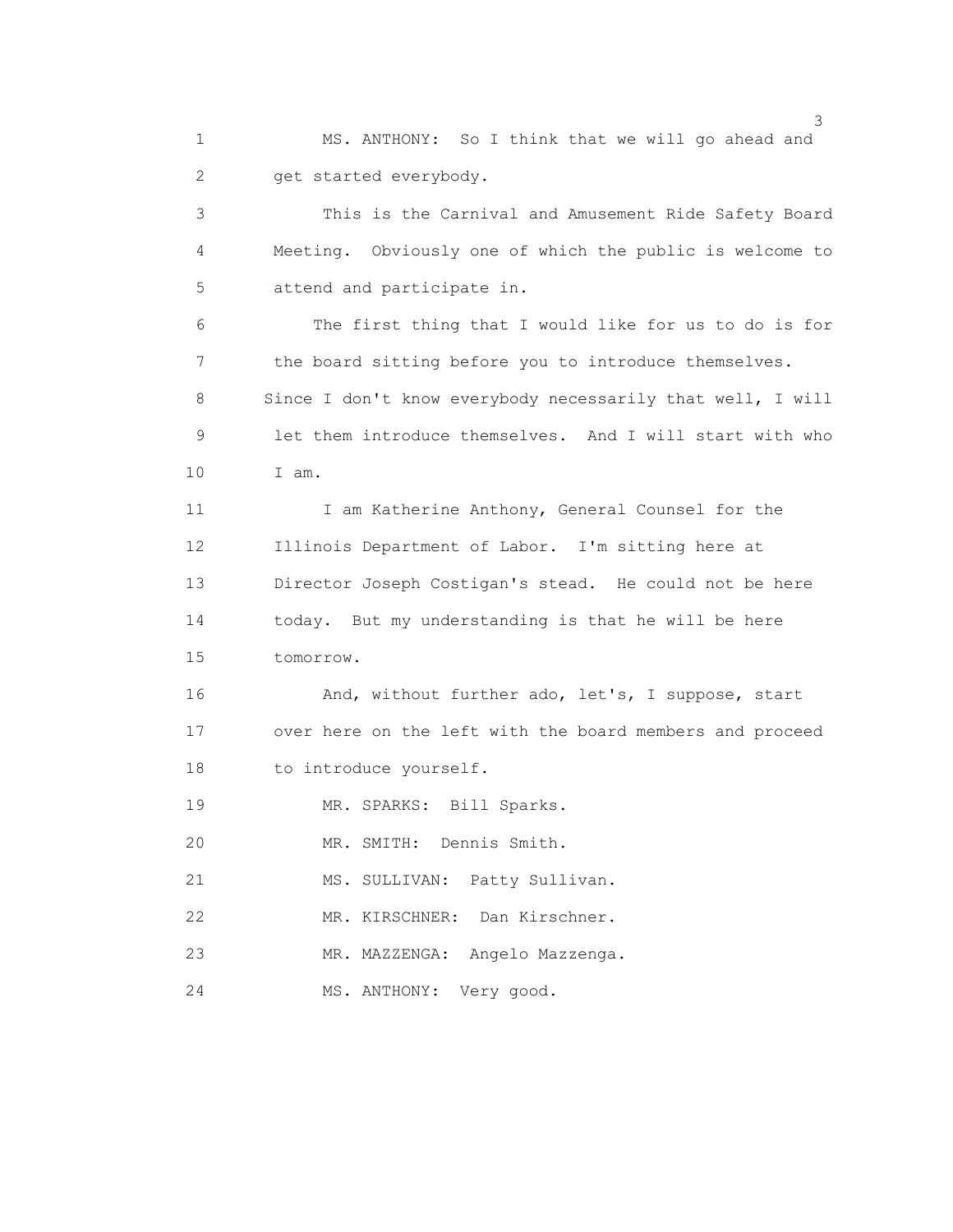MS. ANTHONY: So I think that we will go ahead and get started everybody.

This is the Carnival and Amusement Ride Safety Board Meeting. Obviously one of which the public is welcome to attend and participate in.

The first thing that I would like for us to do is for the board sitting before you to introduce themselves. Since I don't know everybody necessarily that well, I will let them introduce themselves. And I will start with who I am.

I am Katherine Anthony, General Counsel for the Illinois Department of Labor. I'm sitting here at Director Joseph Costigan's stead. He could not be here today. But my understanding is that he will be here tomorrow.

And, without further ado, let's, I suppose, start over here on the left with the board members and proceed to introduce yourself.

MR. SPARKS: Bill Sparks.

MR. SMITH: Dennis Smith.

MS. SULLIVAN: Patty Sullivan.

MR. KIRSCHNER: Dan Kirschner.

MR. MAZZENGA: Angelo Mazzenga.

MS. ANTHONY: Very good.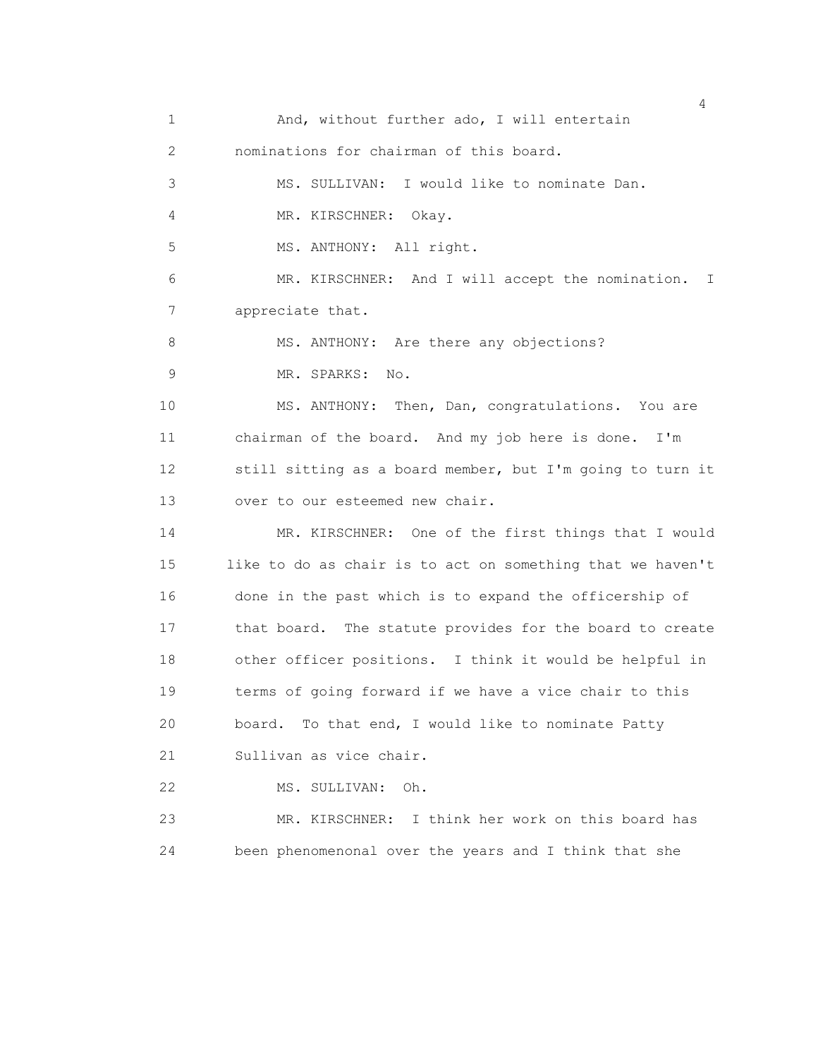And, without further ado, I will entertain nominations for chairman of this board.

MS. SULLIVAN: I would like to nominate Dan.

MR. KIRSCHNER: Okay.

MS. ANTHONY: All right.

MR. KIRSCHNER: And I will accept the nomination. I appreciate that.

MS. ANTHONY: Are there any objections?

MR. SPARKS: No.

MS. ANTHONY: Then, Dan, congratulations. You are chairman of the board. And my job here is done. I'm still sitting as a board member, but I'm going to turn it over to our esteemed new chair.

MR. KIRSCHNER: One of the first things that I would like to do as chair is to act on something that we haven't done in the past which is to expand the officership of that board. The statute provides for the board to create other officer positions. I think it would be helpful in terms of going forward if we have a vice chair to this board. To that end, I would like to nominate Patty Sullivan as vice chair.

MS. SULLIVAN: Oh.

MR. KIRSCHNER: I think her work on this board has been phenomenonal over the years and I think that she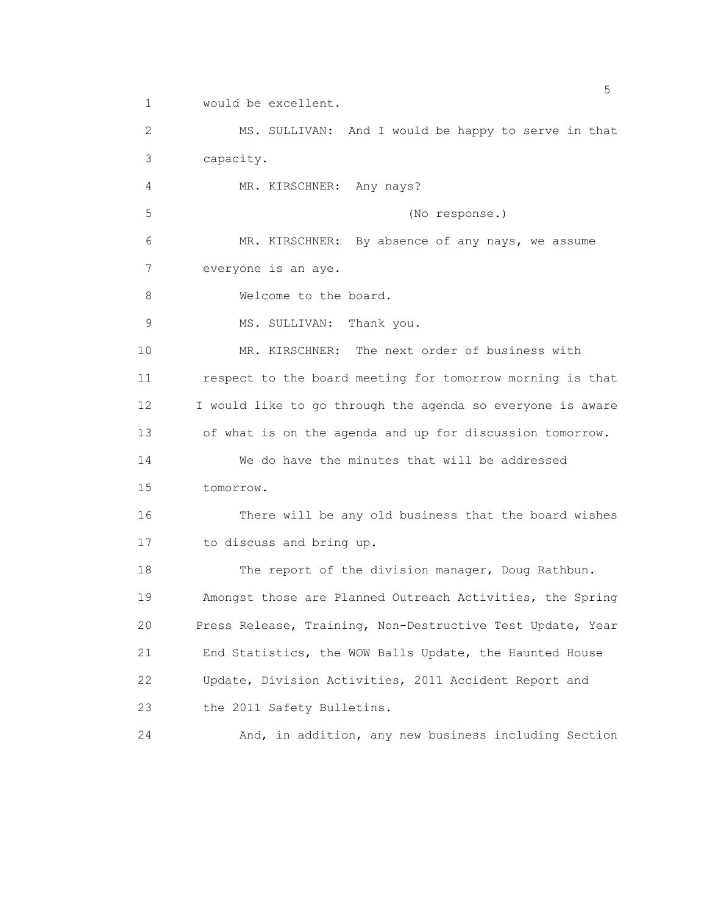1 would be excellent.

2 MS. SULLIVAN: And I would be happy to serve in that

3 capacity.

4 MR. KIRSCHNER: Any nays?

5 (No response.)

6 MR. KIRSCHNER: By absence of any nays, we assume

7 everyone is an aye.

8 Welcome to the board.

9 MS. SULLIVAN: Thank you.

10 MR. KIRSCHNER: The next order of business with

11 respect to the board meeting for tomorrow morning is that

12 I would like to go through the agenda so everyone is aware

13 of what is on the agenda and up for discussion tomorrow.

14 We do have the minutes that will be addressed

15 tomorrow.

16 There will be any old business that the board wishes

17 to discuss and bring up.

18 The report of the division manager, Doug Rathbun.

19 Amongst those are Planned Outreach Activities, the Spring

20 Press Release, Training, Non-Destructive Test Update, Year

21 End Statistics, the WOW Balls Update, the Haunted House

22 Update, Division Activities, 2011 Accident Report and

23 the 2011 Safety Bulletins.

24 And, in addition, any new business including Section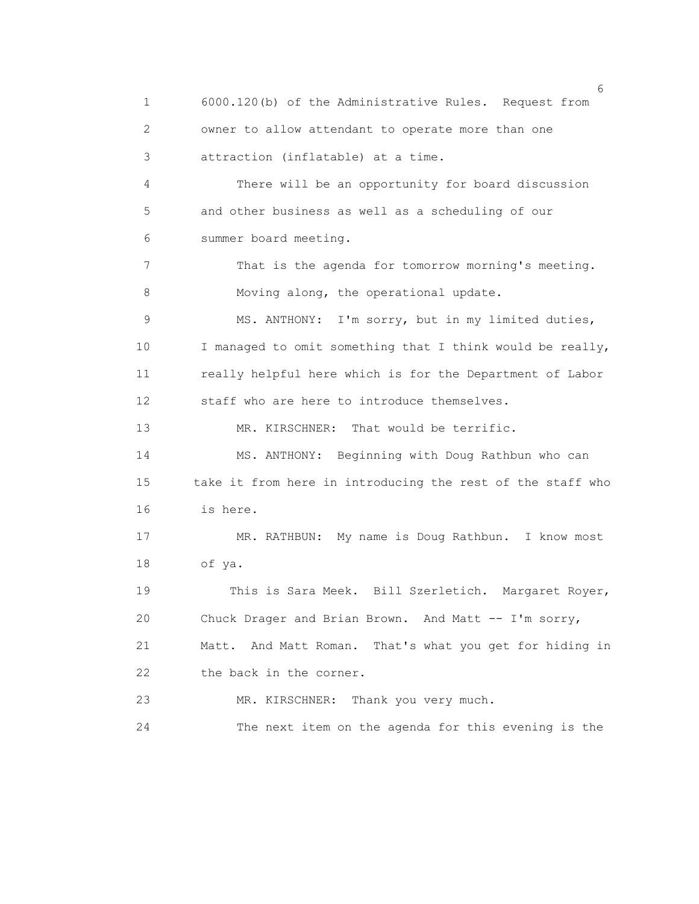6000.120(b) of the Administrative Rules. Request from owner to allow attendant to operate more than one attraction (inflatable) at a time.

There will be an opportunity for board discussion and other business as well as a scheduling of our summer board meeting.

That is the agenda for tomorrow morning's meeting.

Moving along, the operational update.

MS. ANTHONY: I'm sorry, but in my limited duties, I managed to omit something that I think would be really, really helpful here which is for the Department of Labor staff who are here to introduce themselves.

MR. KIRSCHNER: That would be terrific.

MS. ANTHONY: Beginning with Doug Rathbun who can take it from here in introducing the rest of the staff who is here.

MR. RATHBUN: My name is Doug Rathbun. I know most of ya.

This is Sara Meek. Bill Szerletich. Margaret Royer, Chuck Drager and Brian Brown. And Matt -- I'm sorry, Matt. And Matt Roman. That's what you get for hiding in the back in the corner.

MR. KIRSCHNER: Thank you very much.

The next item on the agenda for this evening is the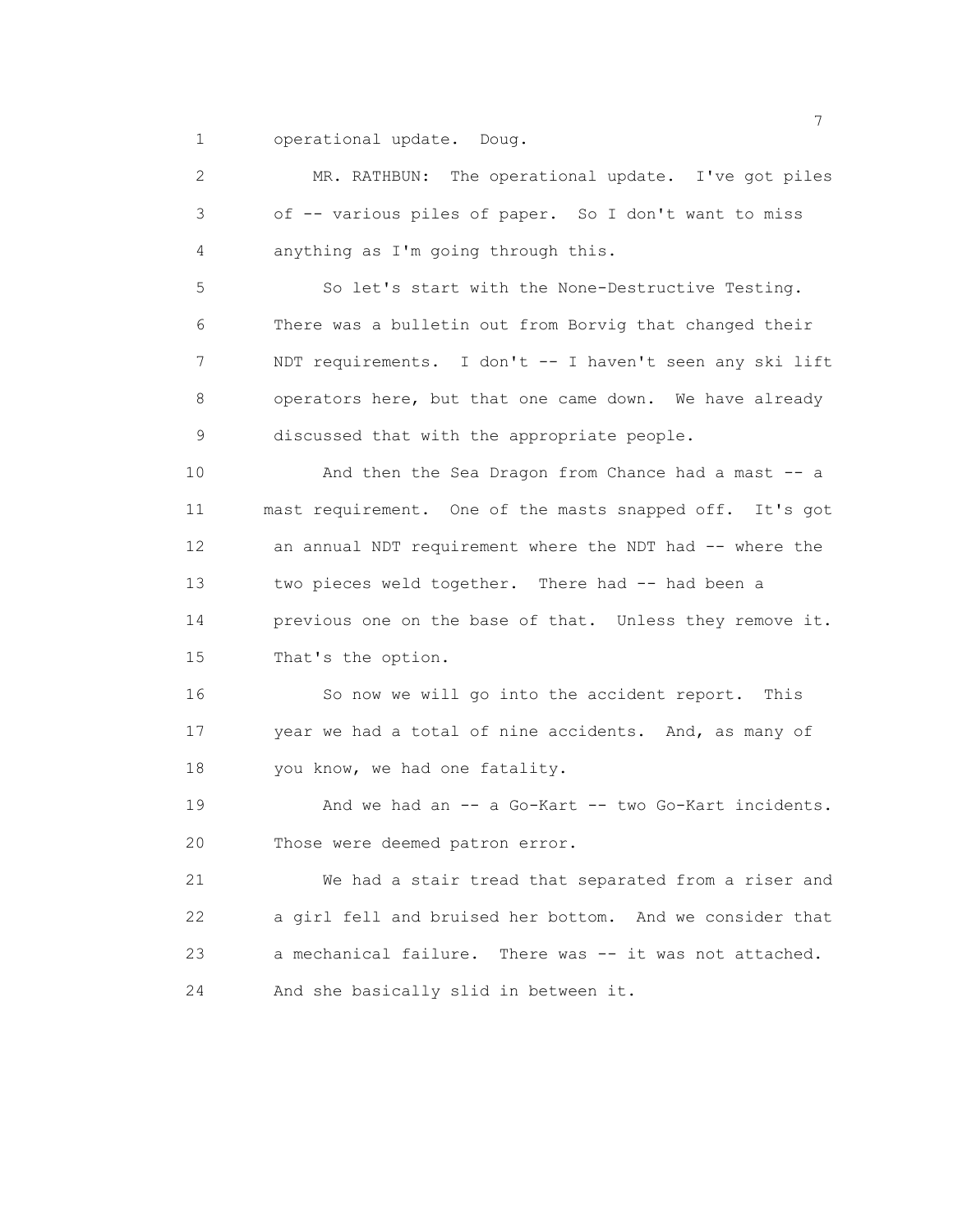operational update. Doug.

MR. RATHBUN: The operational update. I've got piles of -- various piles of paper. So I don't want to miss anything as I'm going through this.

So let's start with the None-Destructive Testing. There was a bulletin out from Borvig that changed their NDT requirements. I don't -- I haven't seen any ski lift operators here, but that one came down. We have already discussed that with the appropriate people.

And then the Sea Dragon from Chance had a mast -- a mast requirement. One of the masts snapped off. It's got an annual NDT requirement where the NDT had -- where the two pieces weld together. There had -- had been a previous one on the base of that. Unless they remove it. That's the option.

So now we will go into the accident report. This year we had a total of nine accidents. And, as many of you know, we had one fatality.

And we had an -- a Go-Kart -- two Go-Kart incidents. Those were deemed patron error.

We had a stair tread that separated from a riser and a girl fell and bruised her bottom. And we consider that a mechanical failure. There was -- it was not attached. And she basically slid in between it.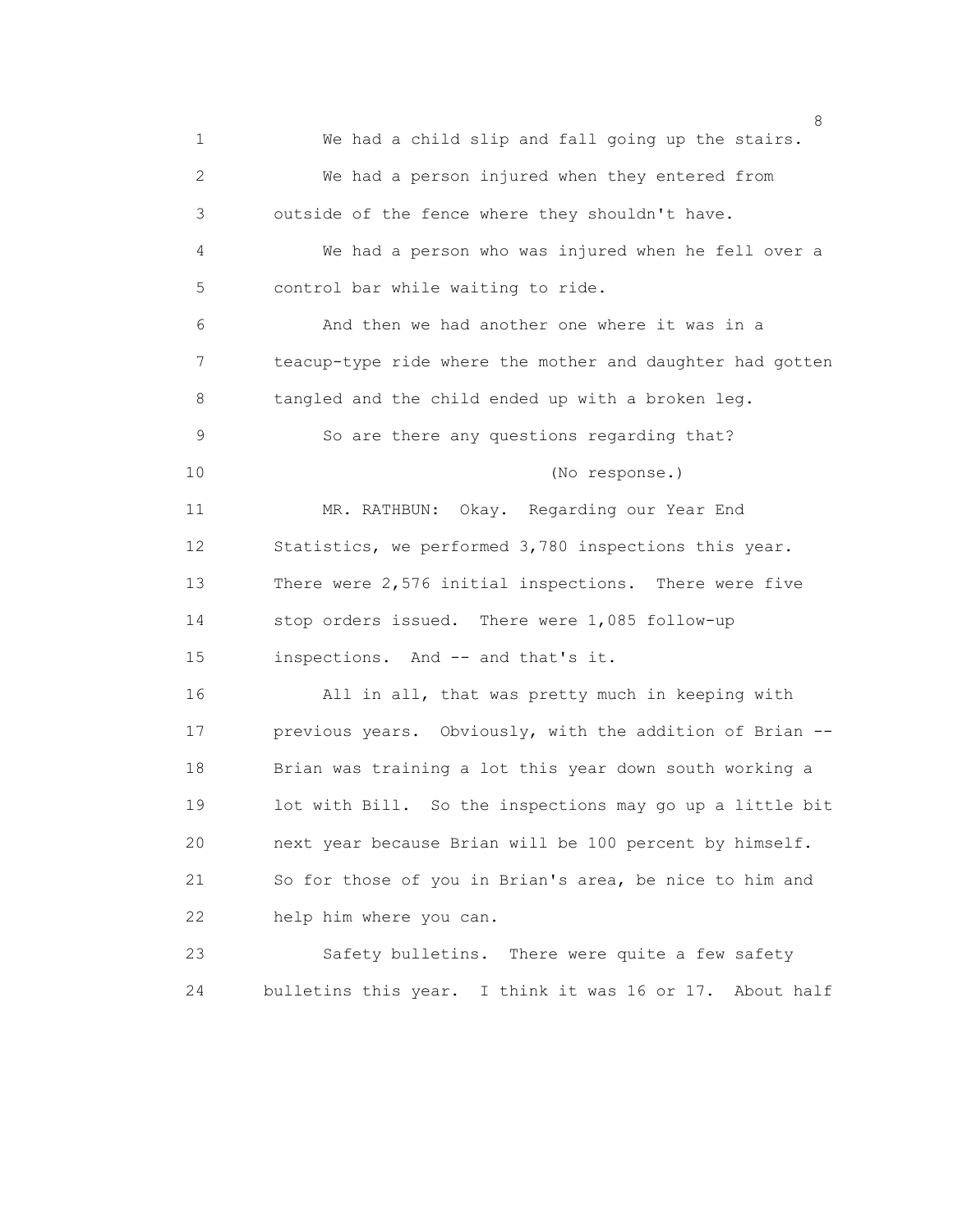We had a child slip and fall going up the stairs.

We had a person injured when they entered from outside of the fence where they shouldn't have.

We had a person who was injured when he fell over a control bar while waiting to ride.

And then we had another one where it was in a teacup-type ride where the mother and daughter had gotten tangled and the child ended up with a broken leg.

So are there any questions regarding that?

(No response.)

MR. RATHBUN: Okay. Regarding our Year End Statistics, we performed 3,780 inspections this year. There were 2,576 initial inspections. There were five stop orders issued. There were 1,085 follow-up inspections. And -- and that's it.

All in all, that was pretty much in keeping with previous years. Obviously, with the addition of Brian -- Brian was training a lot this year down south working a lot with Bill. So the inspections may go up a little bit next year because Brian will be 100 percent by himself. So for those of you in Brian's area, be nice to him and help him where you can.

Safety bulletins. There were quite a few safety bulletins this year. I think it was 16 or 17. About half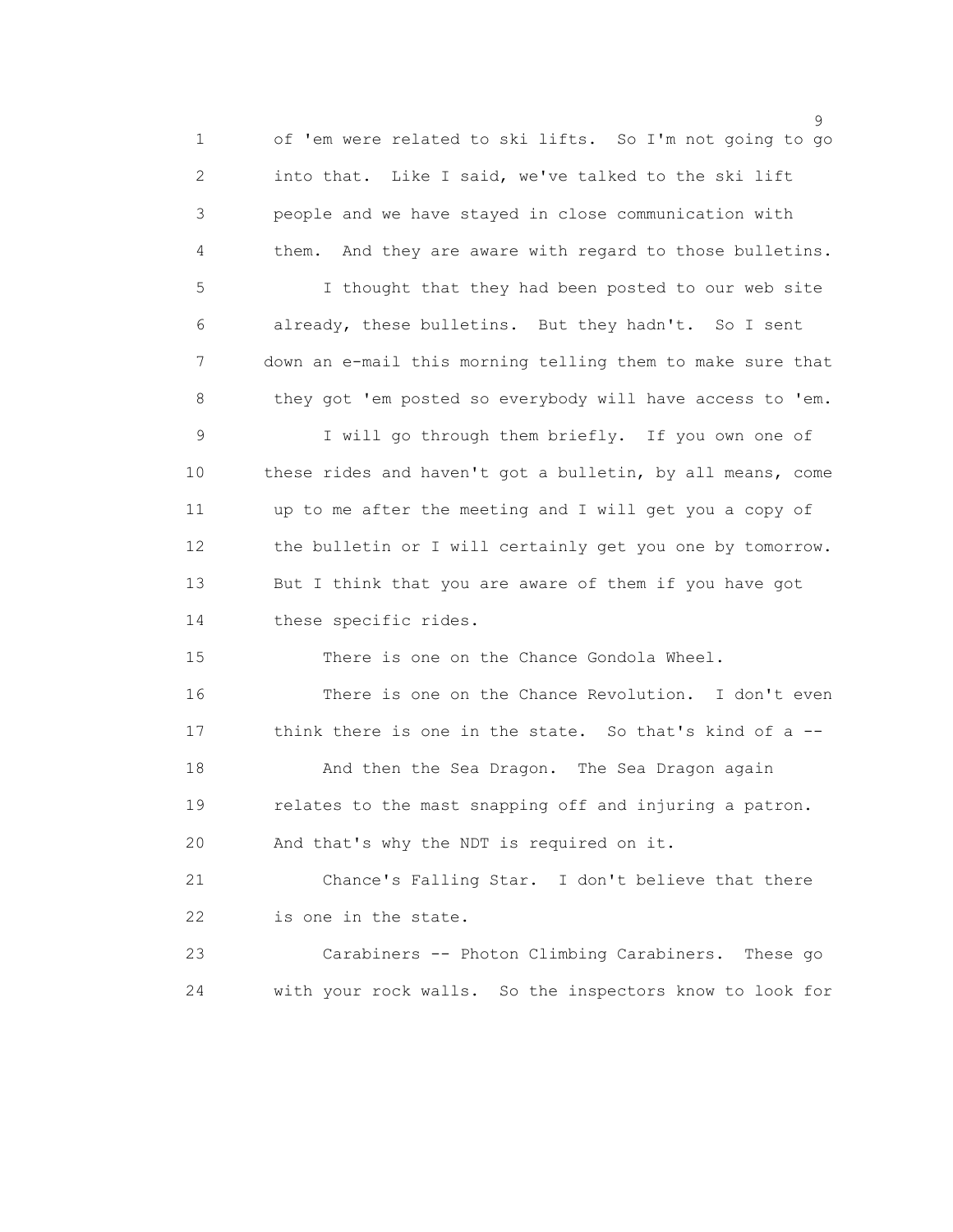of 'em were related to ski lifts. So I'm not going to go into that. Like I said, we've talked to the ski lift people and we have stayed in close communication with them. And they are aware with regard to those bulletins.

I thought that they had been posted to our web site already, these bulletins. But they hadn't. So I sent down an e-mail this morning telling them to make sure that they got 'em posted so everybody will have access to 'em.

I will go through them briefly. If you own one of these rides and haven't got a bulletin, by all means, come up to me after the meeting and I will get you a copy of the bulletin or I will certainly get you one by tomorrow. But I think that you are aware of them if you have got these specific rides.

There is one on the Chance Gondola Wheel.

There is one on the Chance Revolution. I don't even think there is one in the state. So that's kind of a --

And then the Sea Dragon. The Sea Dragon again relates to the mast snapping off and injuring a patron. And that's why the NDT is required on it.

Chance's Falling Star. I don't believe that there is one in the state.

Carabiners -- Photon Climbing Carabiners. These go with your rock walls. So the inspectors know to look for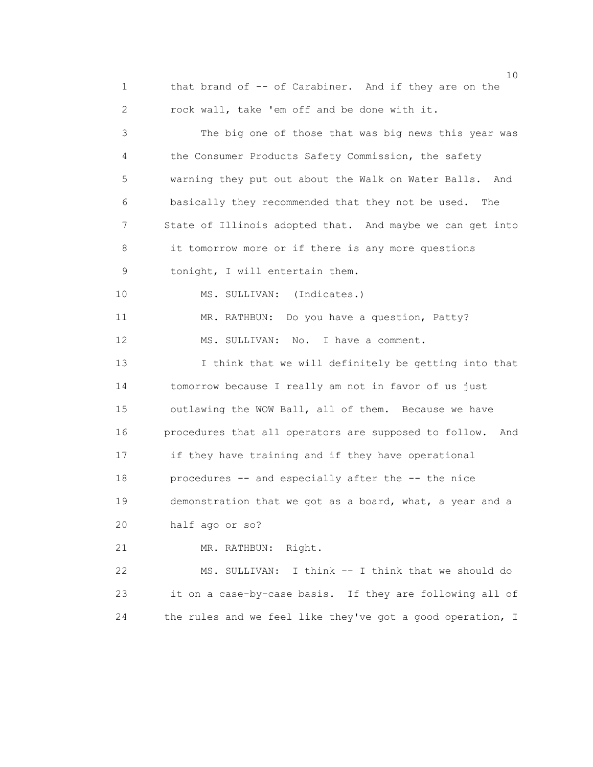that brand of -- of Carabiner. And if they are on the rock wall, take 'em off and be done with it.

The big one of those that was big news this year was the Consumer Products Safety Commission, the safety warning they put out about the Walk on Water Balls. And basically they recommended that they not be used. The State of Illinois adopted that. And maybe we can get into it tomorrow more or if there is any more questions tonight, I will entertain them.

MS. SULLIVAN: (Indicates.)

MR. RATHBUN: Do you have a question, Patty?

MS. SULLIVAN: No. I have a comment.

I think that we will definitely be getting into that tomorrow because I really am not in favor of us just outlawing the WOW Ball, all of them. Because we have procedures that all operators are supposed to follow. And if they have training and if they have operational procedures -- and especially after the -- the nice demonstration that we got as a board, what, a year and a half ago or so?

MR. RATHBUN: Right.

MS. SULLIVAN: I think -- I think that we should do it on a case-by-case basis. If they are following all of the rules and we feel like they've got a good operation, I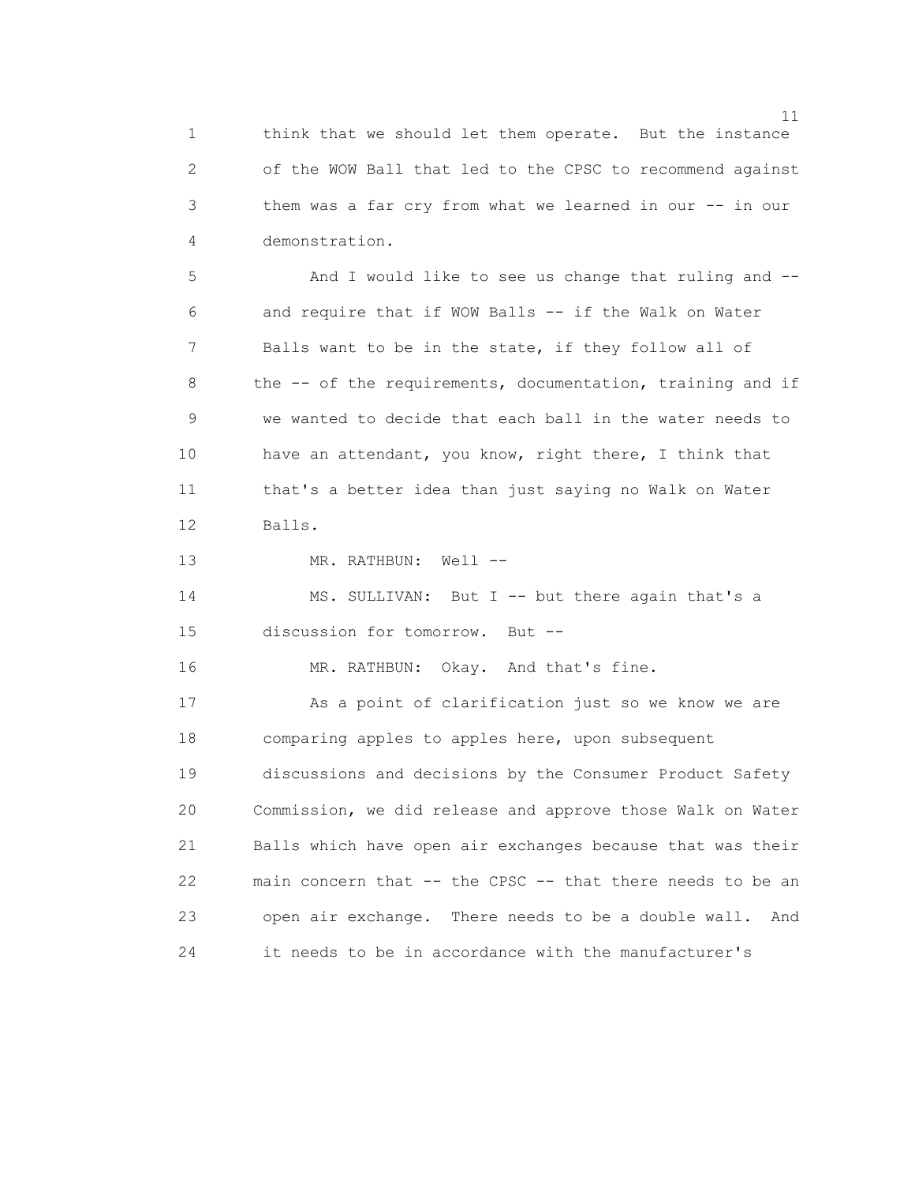think that we should let them operate. But the instance of the WOW Ball that led to the CPSC to recommend against them was a far cry from what we learned in our -- in our demonstration.

And I would like to see us change that ruling and -- and require that if WOW Balls -- if the Walk on Water Balls want to be in the state, if they follow all of the -- of the requirements, documentation, training and if we wanted to decide that each ball in the water needs to have an attendant, you know, right there, I think that that's a better idea than just saying no Walk on Water Balls.

MR. RATHBUN: Well --

MS. SULLIVAN: But I -- but there again that's a discussion for tomorrow. But --

MR. RATHBUN: Okay. And that's fine.

As a point of clarification just so we know we are comparing apples to apples here, upon subsequent discussions and decisions by the Consumer Product Safety Commission, we did release and approve those Walk on Water Balls which have open air exchanges because that was their main concern that -- the CPSC -- that there needs to be an open air exchange. There needs to be a double wall. And it needs to be in accordance with the manufacturer's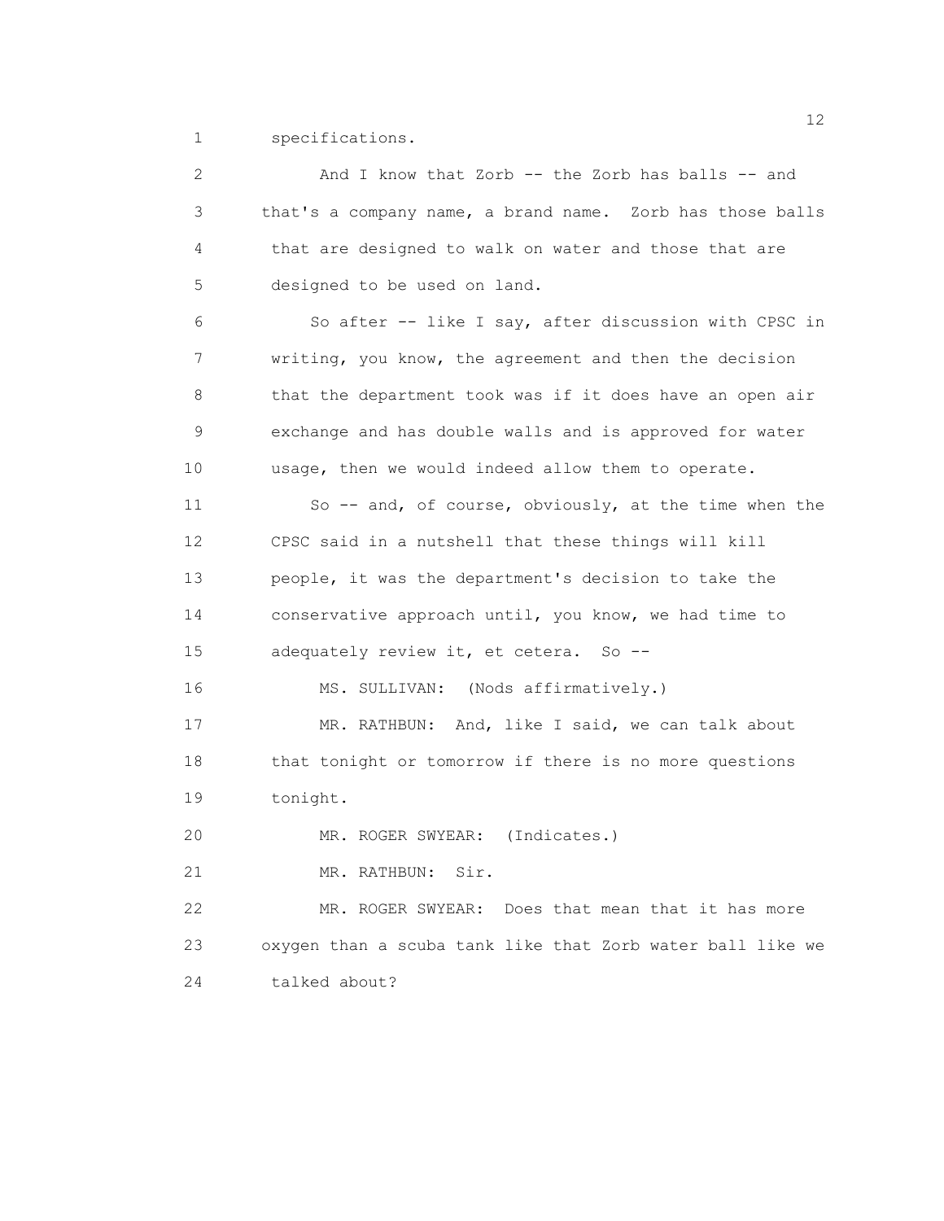specifications.

And I know that Zorb -- the Zorb has balls -- and that's a company name, a brand name. Zorb has those balls that are designed to walk on water and those that are designed to be used on land.

So after -- like I say, after discussion with CPSC in writing, you know, the agreement and then the decision that the department took was if it does have an open air exchange and has double walls and is approved for water usage, then we would indeed allow them to operate.

So -- and, of course, obviously, at the time when the CPSC said in a nutshell that these things will kill people, it was the department's decision to take the conservative approach until, you know, we had time to adequately review it, et cetera. So --

MS. SULLIVAN: (Nods affirmatively.)

MR. RATHBUN: And, like I said, we can talk about that tonight or tomorrow if there is no more questions tonight.

MR. ROGER SWYEAR: (Indicates.)

MR. RATHBUN: Sir.

MR. ROGER SWYEAR: Does that mean that it has more oxygen than a scuba tank like that Zorb water ball like we talked about?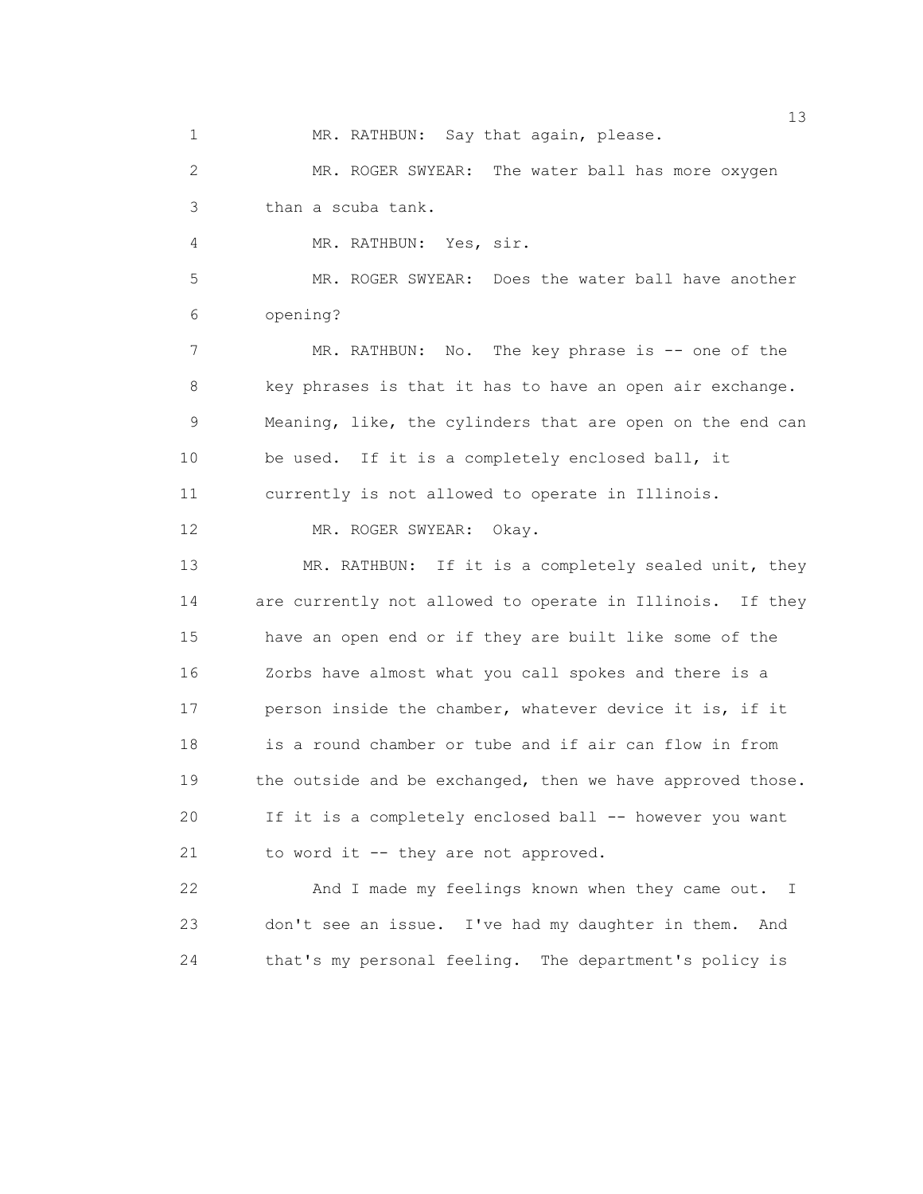MR. RATHBUN: Say that again, please.

MR. ROGER SWYEAR: The water ball has more oxygen than a scuba tank.

MR. RATHBUN: Yes, sir.

MR. ROGER SWYEAR: Does the water ball have another opening?

MR. RATHBUN: No. The key phrase is -- one of the key phrases is that it has to have an open air exchange. Meaning, like, the cylinders that are open on the end can be used. If it is a completely enclosed ball, it currently is not allowed to operate in Illinois.

MR. ROGER SWYEAR: Okay.

MR. RATHBUN: If it is a completely sealed unit, they are currently not allowed to operate in Illinois. If they have an open end or if they are built like some of the Zorbs have almost what you call spokes and there is a person inside the chamber, whatever device it is, if it is a round chamber or tube and if air can flow in from the outside and be exchanged, then we have approved those. If it is a completely enclosed ball -- however you want to word it -- they are not approved.

And I made my feelings known when they came out. I don't see an issue. I've had my daughter in them. And that's my personal feeling. The department's policy is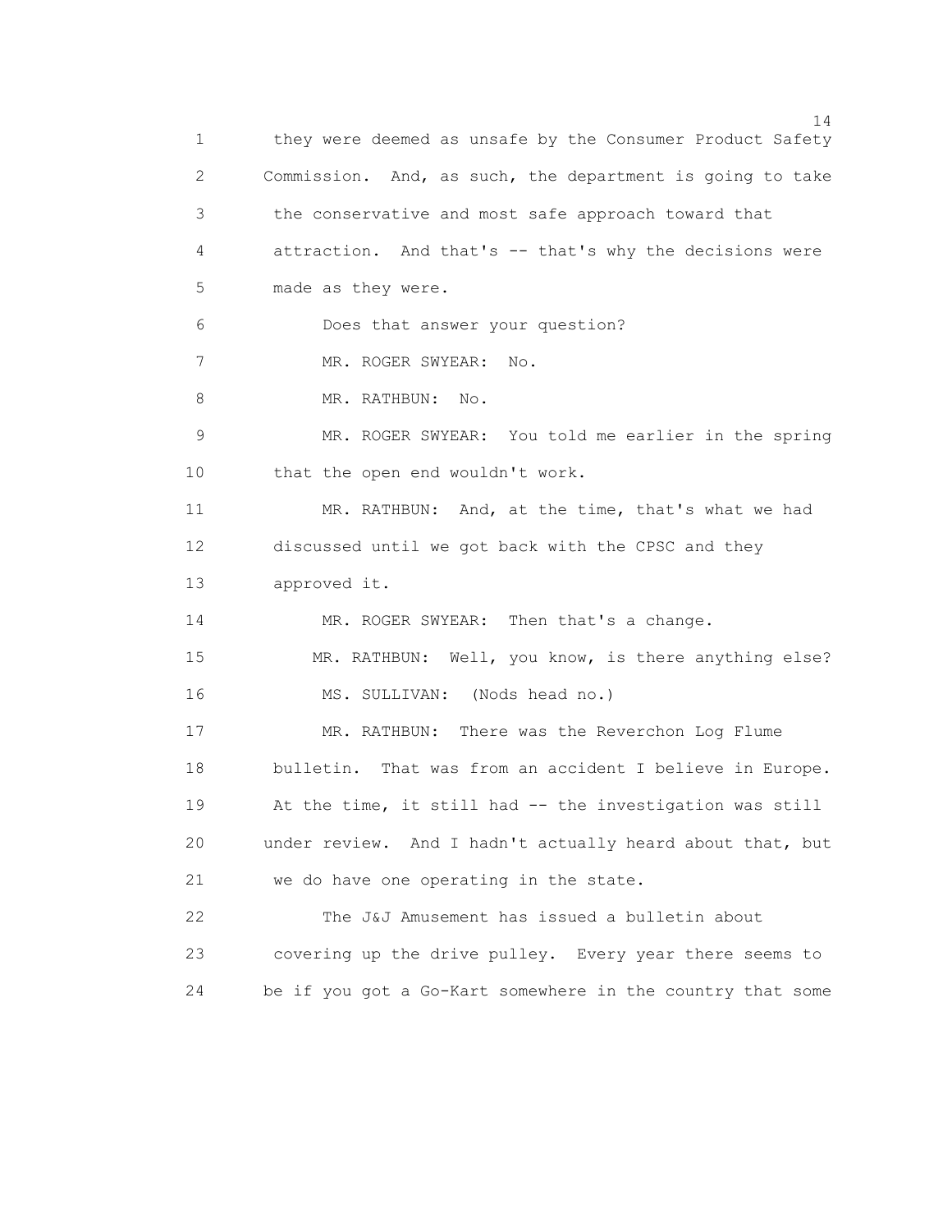1 they were deemed as unsafe by the Consumer Product Safety
2 Commission. And, as such, the department is going to take
3 the conservative and most safe approach toward that
4 attraction. And that's -- that's why the decisions were
5 made as they were.
6 Does that answer your question?
7 MR. ROGER SWYEAR: No.
8 MR. RATHBUN: No.
9 MR. ROGER SWYEAR: You told me earlier in the spring
10 that the open end wouldn't work.
11 MR. RATHBUN: And, at the time, that's what we had
12 discussed until we got back with the CPSC and they
13 approved it.
14 MR. ROGER SWYEAR: Then that's a change.
15 MR. RATHBUN: Well, you know, is there anything else?
16 MS. SULLIVAN: (Nods head no.)
17 MR. RATHBUN: There was the Reverchon Log Flume
18 bulletin. That was from an accident I believe in Europe.
19 At the time, it still had -- the investigation was still
20 under review. And I hadn't actually heard about that, but
21 we do have one operating in the state.
22 The J&J Amusement has issued a bulletin about
23 covering up the drive pulley. Every year there seems to
24 be if you got a Go-Kart somewhere in the country that some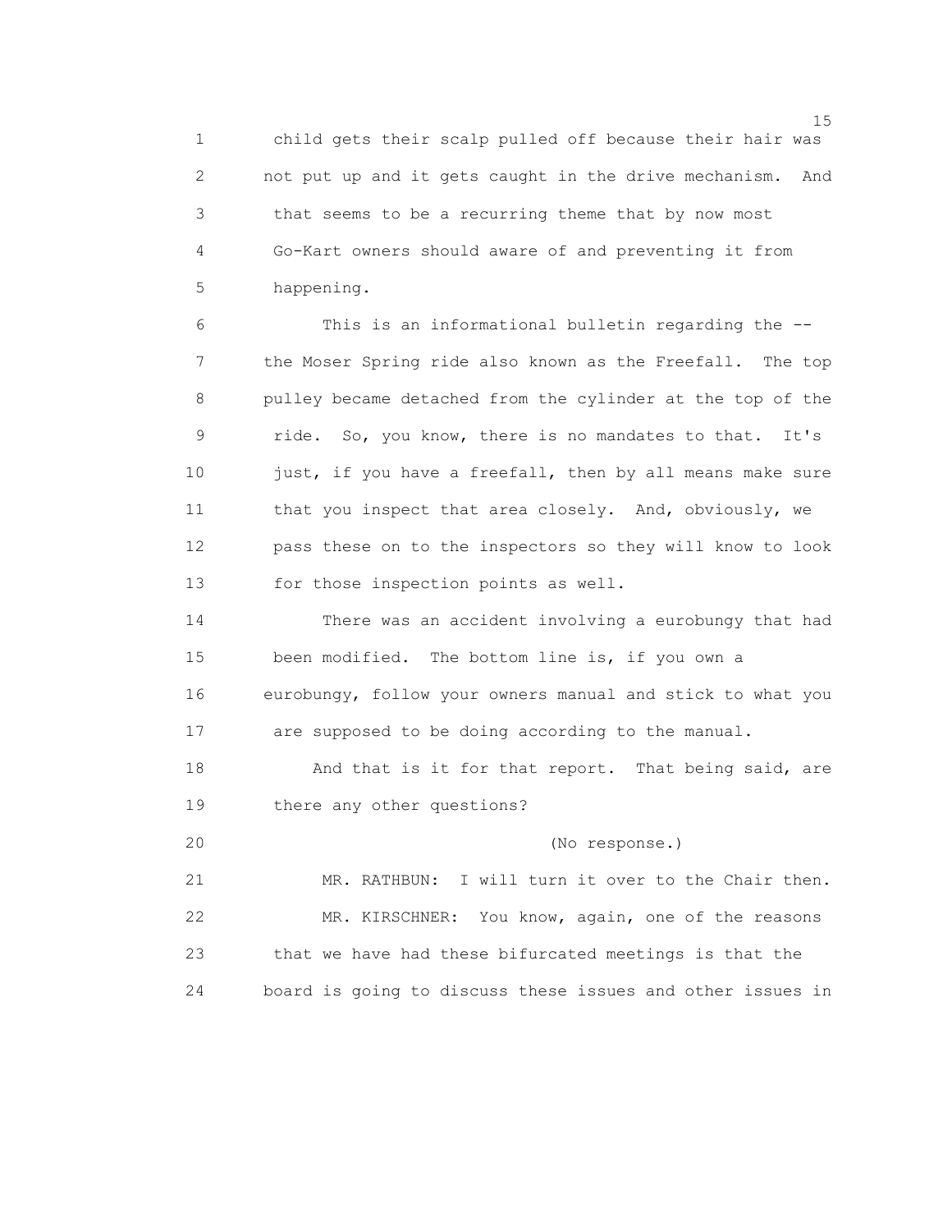child gets their scalp pulled off because their hair was not put up and it gets caught in the drive mechanism. And that seems to be a recurring theme that by now most Go-Kart owners should aware of and preventing it from happening.

This is an informational bulletin regarding the -- the Moser Spring ride also known as the Freefall. The top pulley became detached from the cylinder at the top of the ride. So, you know, there is no mandates to that. It's just, if you have a freefall, then by all means make sure that you inspect that area closely. And, obviously, we pass these on to the inspectors so they will know to look for those inspection points as well.

There was an accident involving a eurobungy that had been modified. The bottom line is, if you own a eurobungy, follow your owners manual and stick to what you are supposed to be doing according to the manual.

And that is it for that report. That being said, are there any other questions?

(No response.)

MR. RATHBUN: I will turn it over to the Chair then.

MR. KIRSCHNER: You know, again, one of the reasons that we have had these bifurcated meetings is that the board is going to discuss these issues and other issues in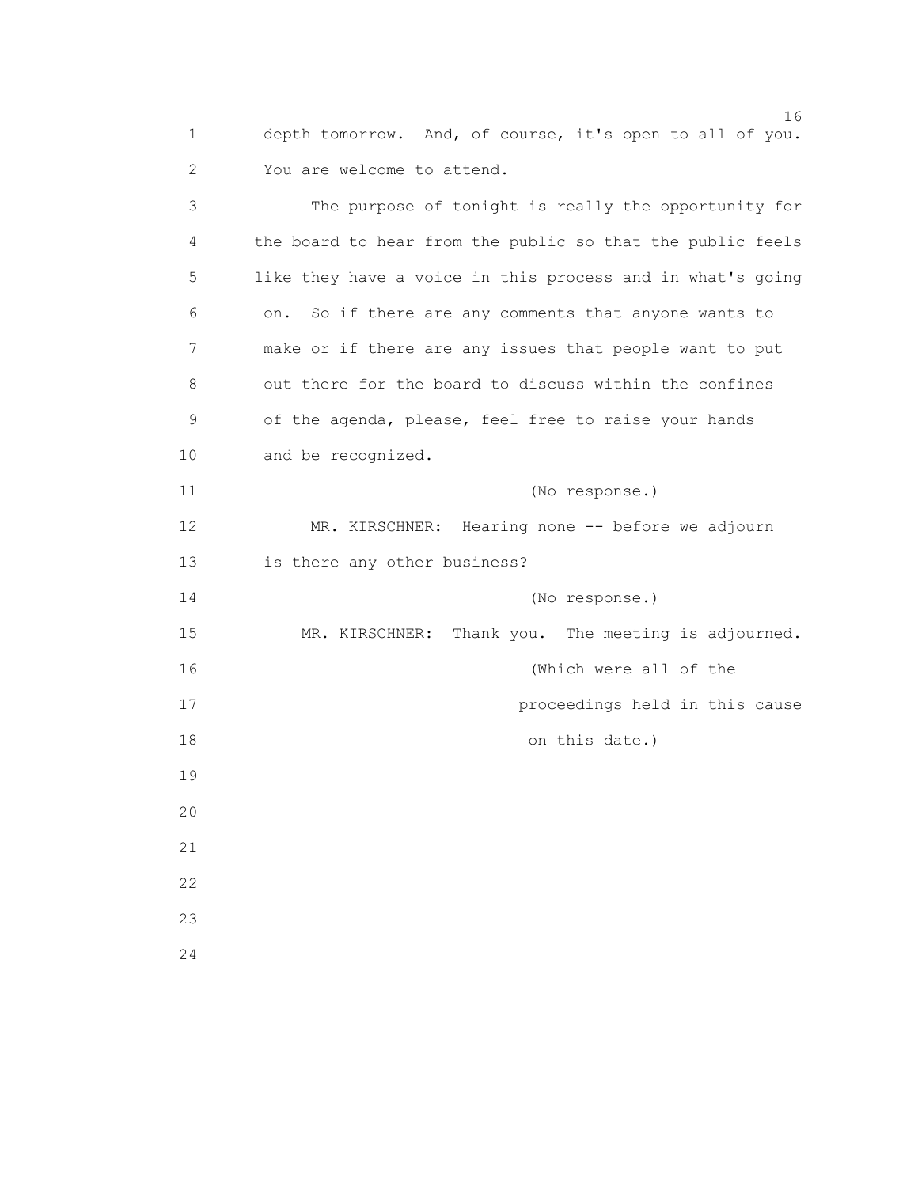depth tomorrow. And, of course, it's open to all of you. You are welcome to attend.

The purpose of tonight is really the opportunity for the board to hear from the public so that the public feels like they have a voice in this process and in what's going on. So if there are any comments that anyone wants to make or if there are any issues that people want to put out there for the board to discuss within the confines of the agenda, please, feel free to raise your hands and be recognized.

(No response.)

MR. KIRSCHNER: Hearing none -- before we adjourn is there any other business?

(No response.)

MR. KIRSCHNER: Thank you. The meeting is adjourned.

(Which were all of the proceedings held in this cause on this date.)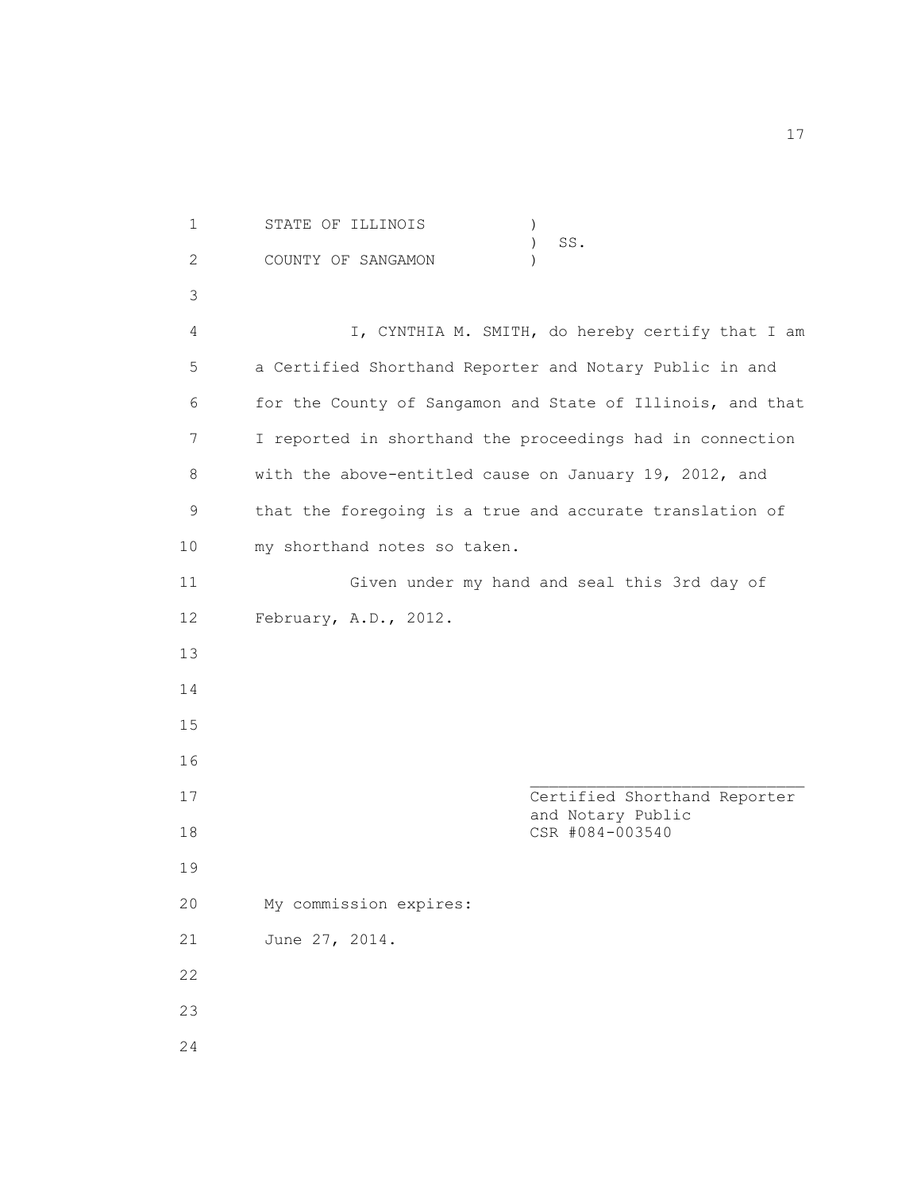STATE OF ILLINOIS )
) SS.
COUNTY OF SANGAMON )

I, CYNTHIA M. SMITH, do hereby certify that I am a Certified Shorthand Reporter and Notary Public in and for the County of Sangamon and State of Illinois, and that I reported in shorthand the proceedings had in connection with the above-entitled cause on January 19, 2012, and that the foregoing is a true and accurate translation of my shorthand notes so taken.

Given under my hand and seal this 3rd day of February, A.D., 2012.

\_\_\_\_\_\_\_\_\_\_\_\_\_\_\_\_\_\_\_\_\_\_\_\_\_\_\_\_\_\_
Certified Shorthand Reporter
and Notary Public
CSR #084-003540

My commission expires:
June 27, 2014.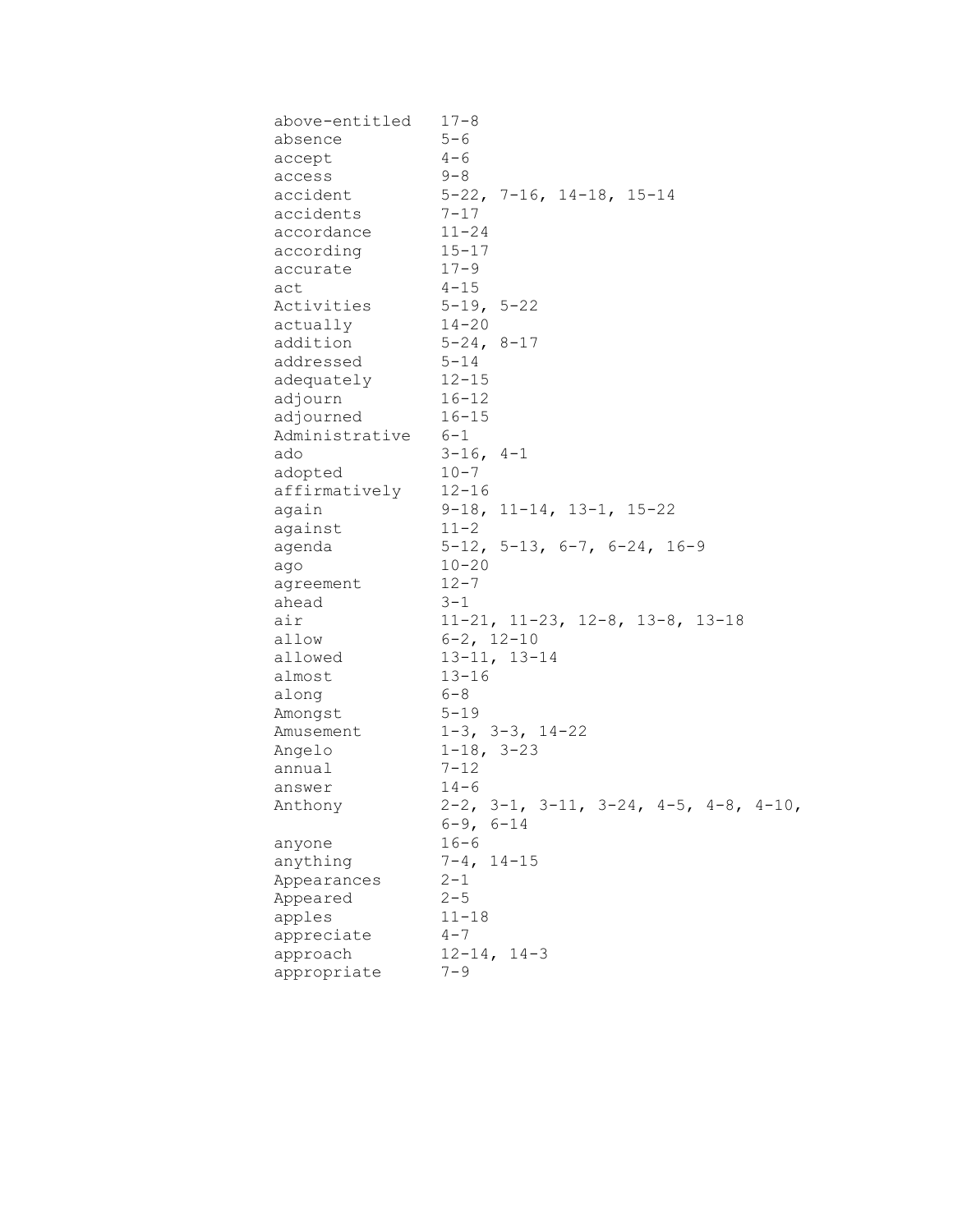| | |
|---|---|
| above-entitled | 17-8 |
| absence | 5-6 |
| accept | 4-6 |
| access | 9-8 |
| accident | 5-22, 7-16, 14-18, 15-14 |
| accidents | 7-17 |
| accordance | 11-24 |
| according | 15-17 |
| accurate | 17-9 |
| act | 4-15 |
| Activities | 5-19, 5-22 |
| actually | 14-20 |
| addition | 5-24, 8-17 |
| addressed | 5-14 |
| adequately | 12-15 |
| adjourn | 16-12 |
| adjourned | 16-15 |
| Administrative | 6-1 |
| ado | 3-16, 4-1 |
| adopted | 10-7 |
| affirmatively | 12-16 |
| again | 9-18, 11-14, 13-1, 15-22 |
| against | 11-2 |
| agenda | 5-12, 5-13, 6-7, 6-24, 16-9 |
| ago | 10-20 |
| agreement | 12-7 |
| ahead | 3-1 |
| air | 11-21, 11-23, 12-8, 13-8, 13-18 |
| allow | 6-2, 12-10 |
| allowed | 13-11, 13-14 |
| almost | 13-16 |
| along | 6-8 |
| Amongst | 5-19 |
| Amusement | 1-3, 3-3, 14-22 |
| Angelo | 1-18, 3-23 |
| annual | 7-12 |
| answer | 14-6 |
| Anthony | 2-2, 3-1, 3-11, 3-24, 4-5, 4-8, 4-10, 6-9, 6-14 |
| anyone | 16-6 |
| anything | 7-4, 14-15 |
| Appearances | 2-1 |
| Appeared | 2-5 |
| apples | 11-18 |
| appreciate | 4-7 |
| approach | 12-14, 14-3 |
| appropriate | 7-9 |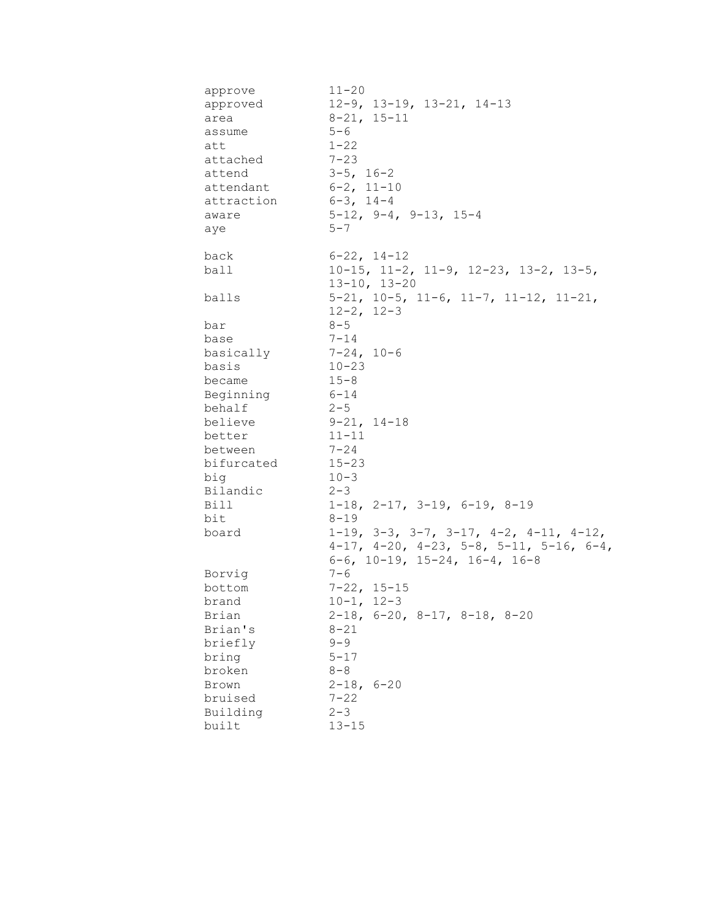| | |
|---|---|
| approve | 11-20 |
| approved | 12-9, 13-19, 13-21, 14-13 |
| area | 8-21, 15-11 |
| assume | 5-6 |
| att | 1-22 |
| attached | 7-23 |
| attend | 3-5, 16-2 |
| attendant | 6-2, 11-10 |
| attraction | 6-3, 14-4 |
| aware | 5-12, 9-4, 9-13, 15-4 |
| aye | 5-7 |
| | |
| back | 6-22, 14-12 |
| ball | 10-15, 11-2, 11-9, 12-23, 13-2, 13-5, 13-10, 13-20 |
| balls | 5-21, 10-5, 11-6, 11-7, 11-12, 11-21, 12-2, 12-3 |
| bar | 8-5 |
| base | 7-14 |
| basically | 7-24, 10-6 |
| basis | 10-23 |
| became | 15-8 |
| Beginning | 6-14 |
| behalf | 2-5 |
| believe | 9-21, 14-18 |
| better | 11-11 |
| between | 7-24 |
| bifurcated | 15-23 |
| big | 10-3 |
| Bilandic | 2-3 |
| Bill | 1-18, 2-17, 3-19, 6-19, 8-19 |
| bit | 8-19 |
| board | 1-19, 3-3, 3-7, 3-17, 4-2, 4-11, 4-12, 4-17, 4-20, 4-23, 5-8, 5-11, 5-16, 6-4, 6-6, 10-19, 15-24, 16-4, 16-8 |
| Borvig | 7-6 |
| bottom | 7-22, 15-15 |
| brand | 10-1, 12-3 |
| Brian | 2-18, 6-20, 8-17, 8-18, 8-20 |
| Brian's | 8-21 |
| briefly | 9-9 |
| bring | 5-17 |
| broken | 8-8 |
| Brown | 2-18, 6-20 |
| bruised | 7-22 |
| Building | 2-3 |
| built | 13-15 |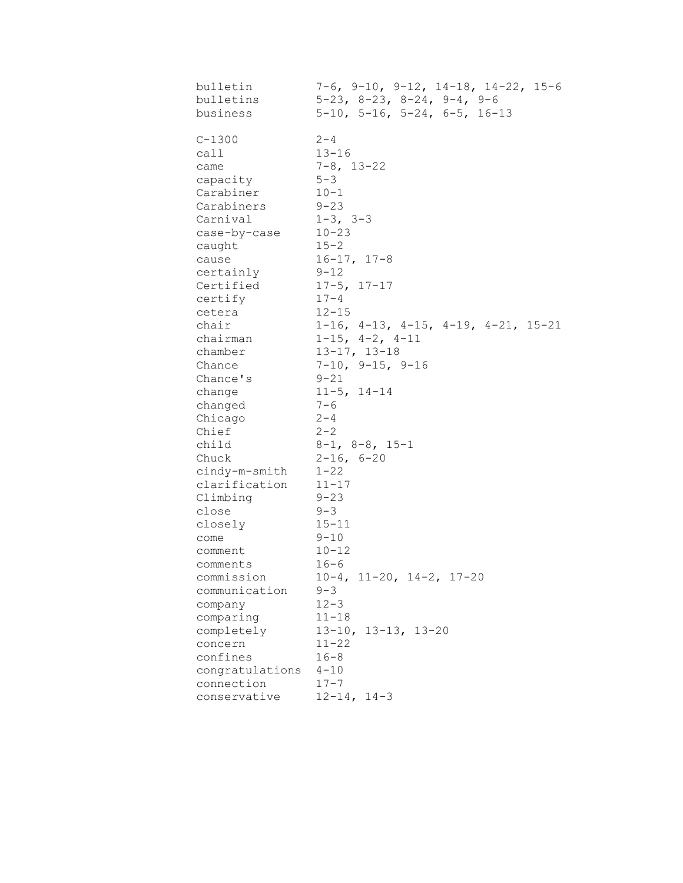| | |
|---|---|
| bulletin | 7-6, 9-10, 9-12, 14-18, 14-22, 15-6 |
| bulletins | 5-23, 8-23, 8-24, 9-4, 9-6 |
| business | 5-10, 5-16, 5-24, 6-5, 16-13 |
| | |
| C-1300 | 2-4 |
| call | 13-16 |
| came | 7-8, 13-22 |
| capacity | 5-3 |
| Carabiner | 10-1 |
| Carabiners | 9-23 |
| Carnival | 1-3, 3-3 |
| case-by-case | 10-23 |
| caught | 15-2 |
| cause | 16-17, 17-8 |
| certainly | 9-12 |
| Certified | 17-5, 17-17 |
| certify | 17-4 |
| cetera | 12-15 |
| chair | 1-16, 4-13, 4-15, 4-19, 4-21, 15-21 |
| chairman | 1-15, 4-2, 4-11 |
| chamber | 13-17, 13-18 |
| Chance | 7-10, 9-15, 9-16 |
| Chance's | 9-21 |
| change | 11-5, 14-14 |
| changed | 7-6 |
| Chicago | 2-4 |
| Chief | 2-2 |
| child | 8-1, 8-8, 15-1 |
| Chuck | 2-16, 6-20 |
| cindy-m-smith | 1-22 |
| clarification | 11-17 |
| Climbing | 9-23 |
| close | 9-3 |
| closely | 15-11 |
| come | 9-10 |
| comment | 10-12 |
| comments | 16-6 |
| commission | 10-4, 11-20, 14-2, 17-20 |
| communication | 9-3 |
| company | 12-3 |
| comparing | 11-18 |
| completely | 13-10, 13-13, 13-20 |
| concern | 11-22 |
| confines | 16-8 |
| congratulations | 4-10 |
| connection | 17-7 |
| conservative | 12-14, 14-3 |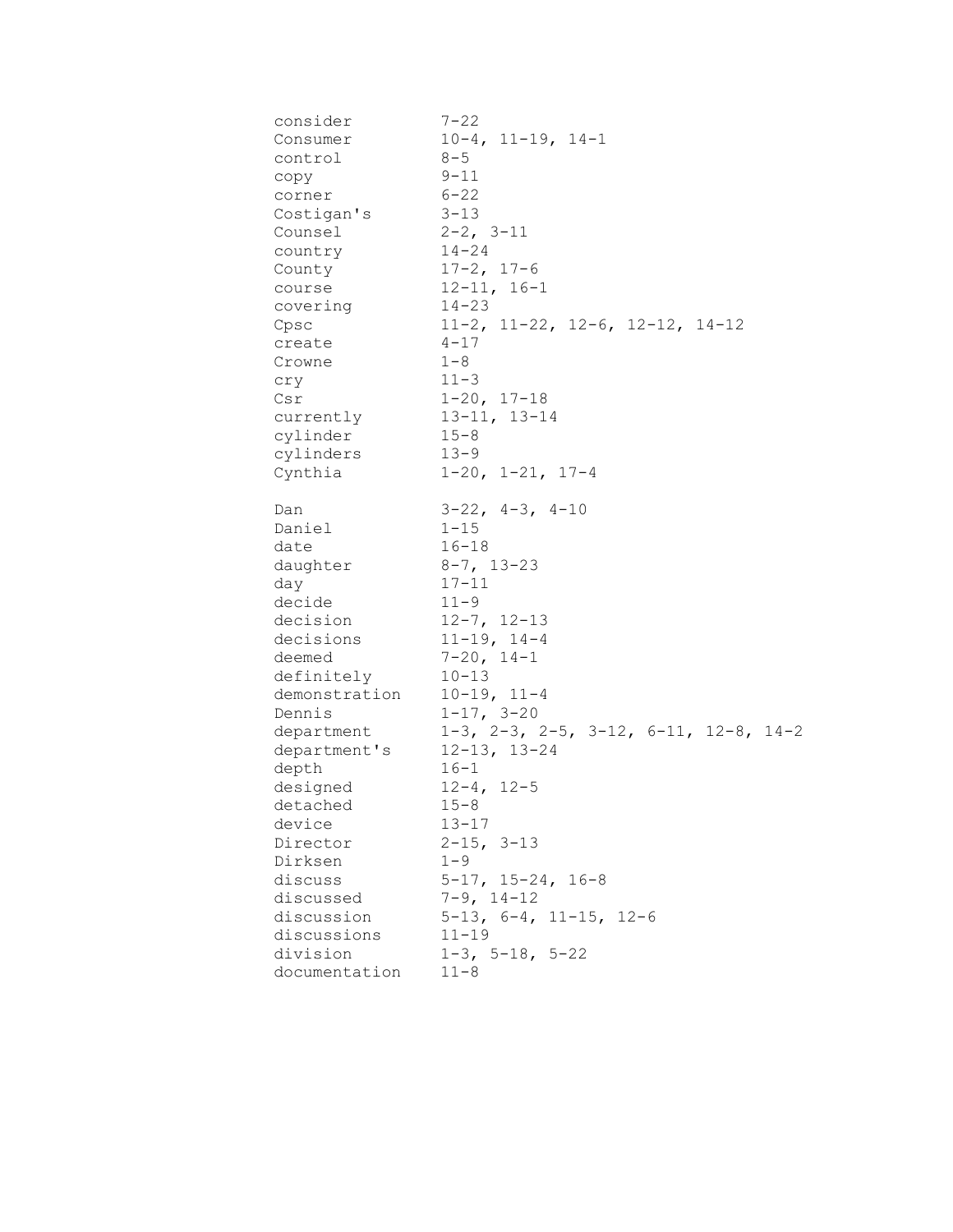```
consider         7-22
Consumer         10-4, 11-19, 14-1
control          8-5
copy             9-11
corner           6-22
Costigan's       3-13
Counsel          2-2, 3-11
country          14-24
County           17-2, 17-6
course           12-11, 16-1
covering         14-23
Cpsc             11-2, 11-22, 12-6, 12-12, 14-12
create           4-17
Crowne           1-8
cry              11-3
Csr              1-20, 17-18
currently        13-11, 13-14
cylinder         15-8
cylinders        13-9
Cynthia          1-20, 1-21, 17-4

Dan              3-22, 4-3, 4-10
Daniel           1-15
date             16-18
daughter         8-7, 13-23
day              17-11
decide           11-9
decision         12-7, 12-13
decisions        11-19, 14-4
deemed           7-20, 14-1
definitely       10-13
demonstration    10-19, 11-4
Dennis           1-17, 3-20
department       1-3, 2-3, 2-5, 3-12, 6-11, 12-8, 14-2
department's     12-13, 13-24
depth            16-1
designed         12-4, 12-5
detached         15-8
device           13-17
Director         2-15, 3-13
Dirksen          1-9
discuss          5-17, 15-24, 16-8
discussed        7-9, 14-12
discussion       5-13, 6-4, 11-15, 12-6
discussions      11-19
division         1-3, 5-18, 5-22
documentation    11-8
```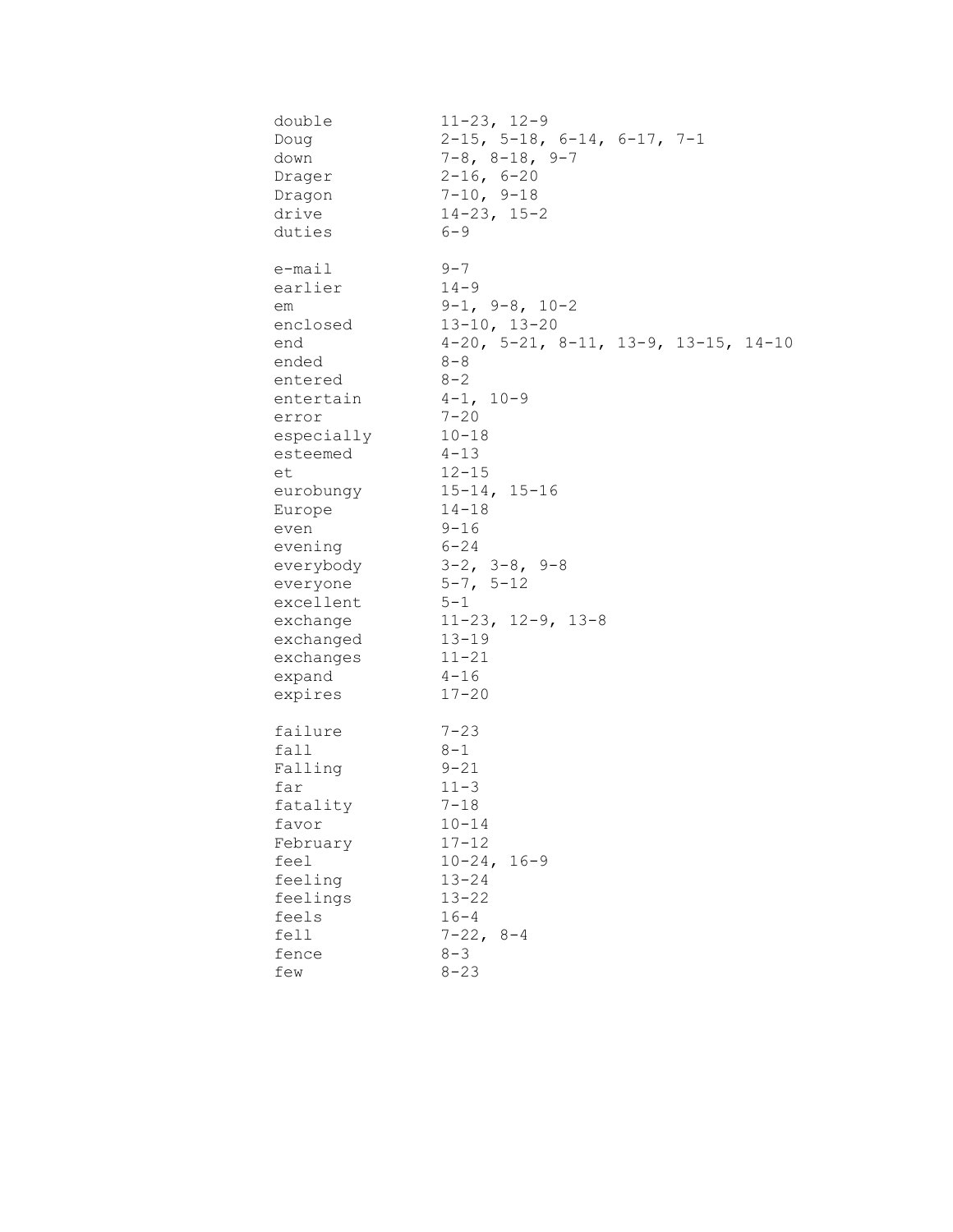| | |
|---|---|
| double | 11-23, 12-9 |
| Doug | 2-15, 5-18, 6-14, 6-17, 7-1 |
| down | 7-8, 8-18, 9-7 |
| Drager | 2-16, 6-20 |
| Dragon | 7-10, 9-18 |
| drive | 14-23, 15-2 |
| duties | 6-9 |
| | |
| e-mail | 9-7 |
| earlier | 14-9 |
| em | 9-1, 9-8, 10-2 |
| enclosed | 13-10, 13-20 |
| end | 4-20, 5-21, 8-11, 13-9, 13-15, 14-10 |
| ended | 8-8 |
| entered | 8-2 |
| entertain | 4-1, 10-9 |
| error | 7-20 |
| especially | 10-18 |
| esteemed | 4-13 |
| et | 12-15 |
| eurobungy | 15-14, 15-16 |
| Europe | 14-18 |
| even | 9-16 |
| evening | 6-24 |
| everybody | 3-2, 3-8, 9-8 |
| everyone | 5-7, 5-12 |
| excellent | 5-1 |
| exchange | 11-23, 12-9, 13-8 |
| exchanged | 13-19 |
| exchanges | 11-21 |
| expand | 4-16 |
| expires | 17-20 |
| | |
| failure | 7-23 |
| fall | 8-1 |
| Falling | 9-21 |
| far | 11-3 |
| fatality | 7-18 |
| favor | 10-14 |
| February | 17-12 |
| feel | 10-24, 16-9 |
| feeling | 13-24 |
| feelings | 13-22 |
| feels | 16-4 |
| fell | 7-22, 8-4 |
| fence | 8-3 |
| few | 8-23 |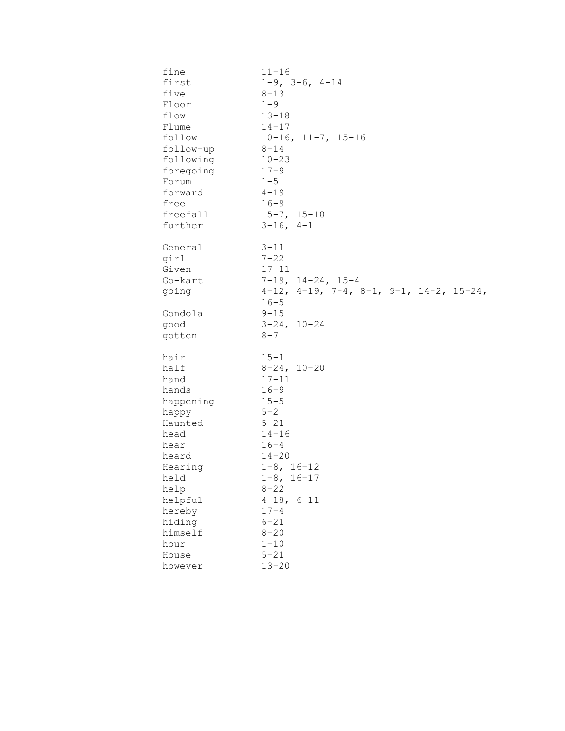| | |
|---|---|
| fine | 11-16 |
| first | 1-9, 3-6, 4-14 |
| five | 8-13 |
| Floor | 1-9 |
| flow | 13-18 |
| Flume | 14-17 |
| follow | 10-16, 11-7, 15-16 |
| follow-up | 8-14 |
| following | 10-23 |
| foregoing | 17-9 |
| Forum | 1-5 |
| forward | 4-19 |
| free | 16-9 |
| freefall | 15-7, 15-10 |
| further | 3-16, 4-1 |
| | |
| General | 3-11 |
| girl | 7-22 |
| Given | 17-11 |
| Go-kart | 7-19, 14-24, 15-4 |
| going | 4-12, 4-19, 7-4, 8-1, 9-1, 14-2, 15-24, 16-5 |
| Gondola | 9-15 |
| good | 3-24, 10-24 |
| gotten | 8-7 |
| | |
| hair | 15-1 |
| half | 8-24, 10-20 |
| hand | 17-11 |
| hands | 16-9 |
| happening | 15-5 |
| happy | 5-2 |
| Haunted | 5-21 |
| head | 14-16 |
| hear | 16-4 |
| heard | 14-20 |
| Hearing | 1-8, 16-12 |
| held | 1-8, 16-17 |
| help | 8-22 |
| helpful | 4-18, 6-11 |
| hereby | 17-4 |
| hiding | 6-21 |
| himself | 8-20 |
| hour | 1-10 |
| House | 5-21 |
| however | 13-20 |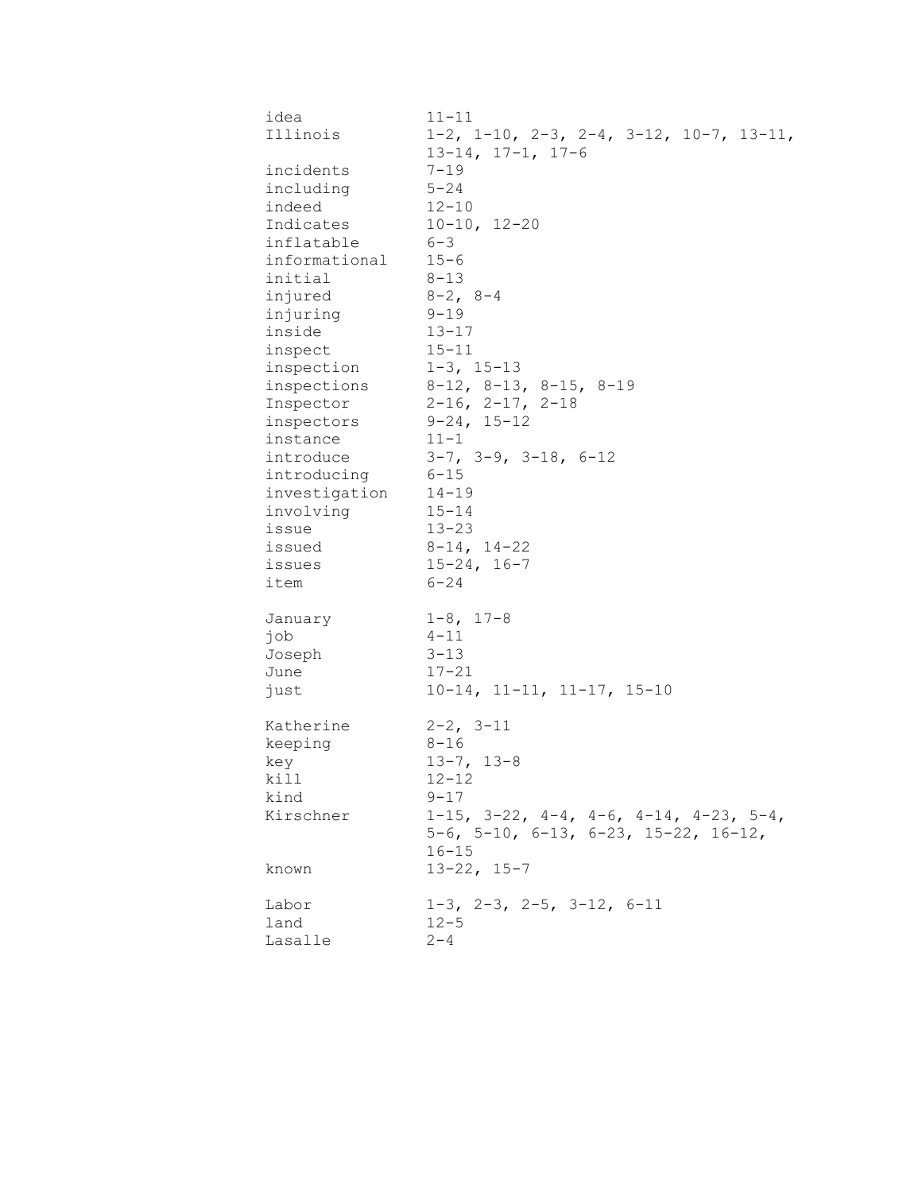idea 11-11
Illinois 1-2, 1-10, 2-3, 2-4, 3-12, 10-7, 13-11, 13-14, 17-1, 17-6
incidents 7-19
including 5-24
indeed 12-10
Indicates 10-10, 12-20
inflatable 6-3
informational 15-6
initial 8-13
injured 8-2, 8-4
injuring 9-19
inside 13-17
inspect 15-11
inspection 1-3, 15-13
inspections 8-12, 8-13, 8-15, 8-19
Inspector 2-16, 2-17, 2-18
inspectors 9-24, 15-12
instance 11-1
introduce 3-7, 3-9, 3-18, 6-12
introducing 6-15
investigation 14-19
involving 15-14
issue 13-23
issued 8-14, 14-22
issues 15-24, 16-7
item 6-24

January 1-8, 17-8
job 4-11
Joseph 3-13
June 17-21
just 10-14, 11-11, 11-17, 15-10

Katherine 2-2, 3-11
keeping 8-16
key 13-7, 13-8
kill 12-12
kind 9-17
Kirschner 1-15, 3-22, 4-4, 4-6, 4-14, 4-23, 5-4, 5-6, 5-10, 6-13, 6-23, 15-22, 16-12, 16-15
known 13-22, 15-7

Labor 1-3, 2-3, 2-5, 3-12, 6-11
land 12-5
Lasalle 2-4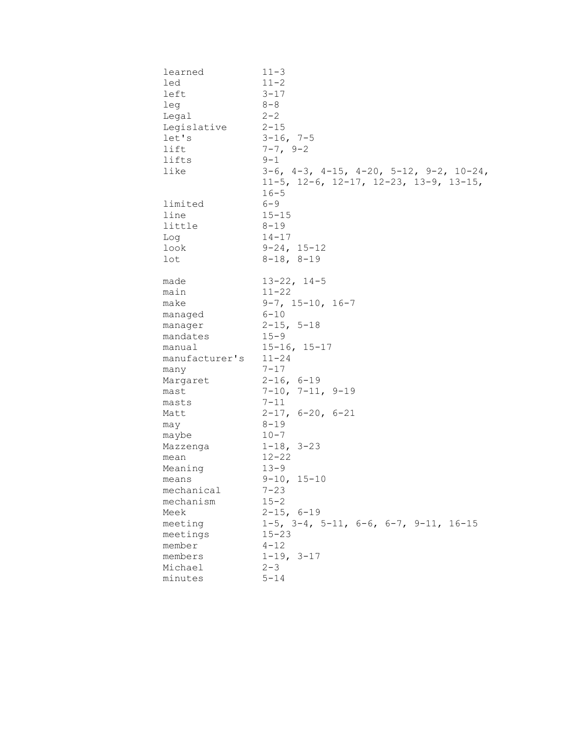| | |
|---|---|
| learned | 11-3 |
| led | 11-2 |
| left | 3-17 |
| leg | 8-8 |
| Legal | 2-2 |
| Legislative | 2-15 |
| let's | 3-16, 7-5 |
| lift | 7-7, 9-2 |
| lifts | 9-1 |
| like | 3-6, 4-3, 4-15, 4-20, 5-12, 9-2, 10-24, 11-5, 12-6, 12-17, 12-23, 13-9, 13-15, 16-5 |
| limited | 6-9 |
| line | 15-15 |
| little | 8-19 |
| Log | 14-17 |
| look | 9-24, 15-12 |
| lot | 8-18, 8-19 |
| | |
| made | 13-22, 14-5 |
| main | 11-22 |
| make | 9-7, 15-10, 16-7 |
| managed | 6-10 |
| manager | 2-15, 5-18 |
| mandates | 15-9 |
| manual | 15-16, 15-17 |
| manufacturer's | 11-24 |
| many | 7-17 |
| Margaret | 2-16, 6-19 |
| mast | 7-10, 7-11, 9-19 |
| masts | 7-11 |
| Matt | 2-17, 6-20, 6-21 |
| may | 8-19 |
| maybe | 10-7 |
| Mazzenga | 1-18, 3-23 |
| mean | 12-22 |
| Meaning | 13-9 |
| means | 9-10, 15-10 |
| mechanical | 7-23 |
| mechanism | 15-2 |
| Meek | 2-15, 6-19 |
| meeting | 1-5, 3-4, 5-11, 6-6, 6-7, 9-11, 16-15 |
| meetings | 15-23 |
| member | 4-12 |
| members | 1-19, 3-17 |
| Michael | 2-3 |
| minutes | 5-14 |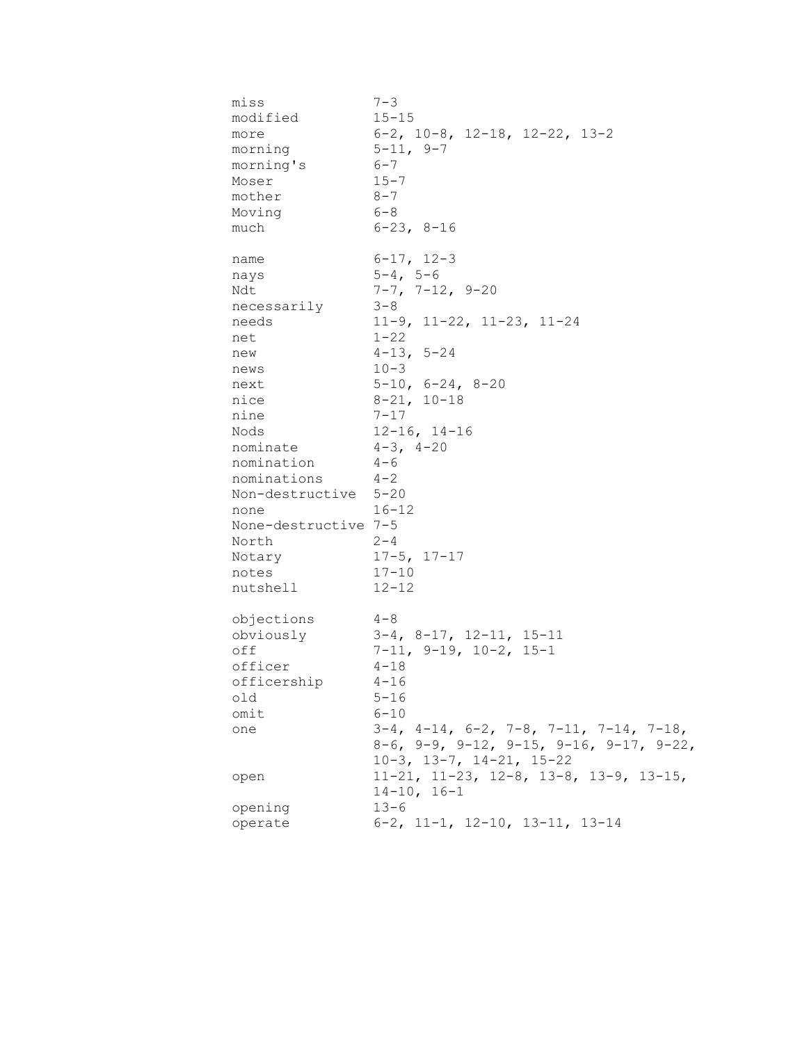| | |
|---|---|
| miss | 7-3 |
| modified | 15-15 |
| more | 6-2, 10-8, 12-18, 12-22, 13-2 |
| morning | 5-11, 9-7 |
| morning's | 6-7 |
| Moser | 15-7 |
| mother | 8-7 |
| Moving | 6-8 |
| much | 6-23, 8-16 |
| | |
| name | 6-17, 12-3 |
| nays | 5-4, 5-6 |
| Ndt | 7-7, 7-12, 9-20 |
| necessarily | 3-8 |
| needs | 11-9, 11-22, 11-23, 11-24 |
| net | 1-22 |
| new | 4-13, 5-24 |
| news | 10-3 |
| next | 5-10, 6-24, 8-20 |
| nice | 8-21, 10-18 |
| nine | 7-17 |
| Nods | 12-16, 14-16 |
| nominate | 4-3, 4-20 |
| nomination | 4-6 |
| nominations | 4-2 |
| Non-destructive | 5-20 |
| none | 16-12 |
| None-destructive | 7-5 |
| North | 2-4 |
| Notary | 17-5, 17-17 |
| notes | 17-10 |
| nutshell | 12-12 |
| | |
| objections | 4-8 |
| obviously | 3-4, 8-17, 12-11, 15-11 |
| off | 7-11, 9-19, 10-2, 15-1 |
| officer | 4-18 |
| officership | 4-16 |
| old | 5-16 |
| omit | 6-10 |
| one | 3-4, 4-14, 6-2, 7-8, 7-11, 7-14, 7-18, 8-6, 9-9, 9-12, 9-15, 9-16, 9-17, 9-22, 10-3, 13-7, 14-21, 15-22 |
| open | 11-21, 11-23, 12-8, 13-8, 13-9, 13-15, 14-10, 16-1 |
| opening | 13-6 |
| operate | 6-2, 11-1, 12-10, 13-11, 13-14 |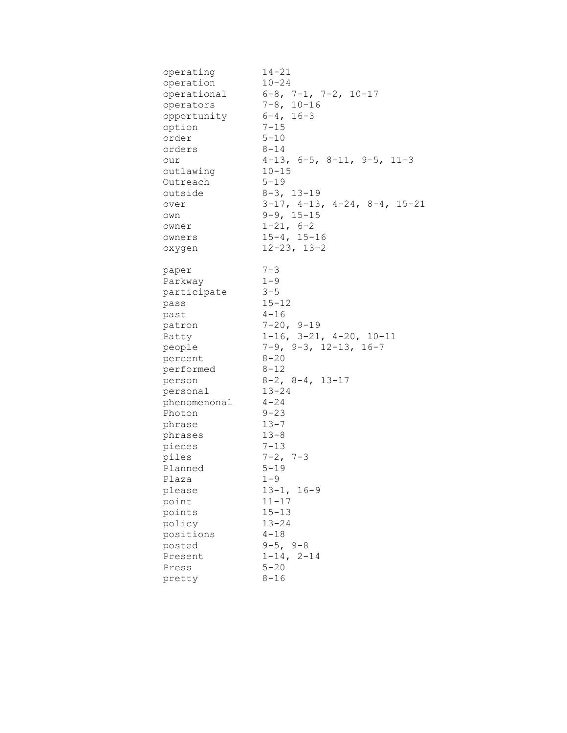```
operating        14-21
operation        10-24
operational      6-8, 7-1, 7-2, 10-17
operators        7-8, 10-16
opportunity      6-4, 16-3
option           7-15
order            5-10
orders           8-14
our              4-13, 6-5, 8-11, 9-5, 11-3
outlawing        10-15
Outreach         5-19
outside          8-3, 13-19
over             3-17, 4-13, 4-24, 8-4, 15-21
own              9-9, 15-15
owner            1-21, 6-2
owners           15-4, 15-16
oxygen           12-23, 13-2

paper            7-3
Parkway          1-9
participate      3-5
pass             15-12
past             4-16
patron           7-20, 9-19
Patty            1-16, 3-21, 4-20, 10-11
people           7-9, 9-3, 12-13, 16-7
percent          8-20
performed        8-12
person           8-2, 8-4, 13-17
personal         13-24
phenomenonal     4-24
Photon           9-23
phrase           13-7
phrases          13-8
pieces           7-13
piles            7-2, 7-3
Planned          5-19
Plaza            1-9
please           13-1, 16-9
point            11-17
points           15-13
policy           13-24
positions        4-18
posted           9-5, 9-8
Present          1-14, 2-14
Press            5-20
pretty           8-16
```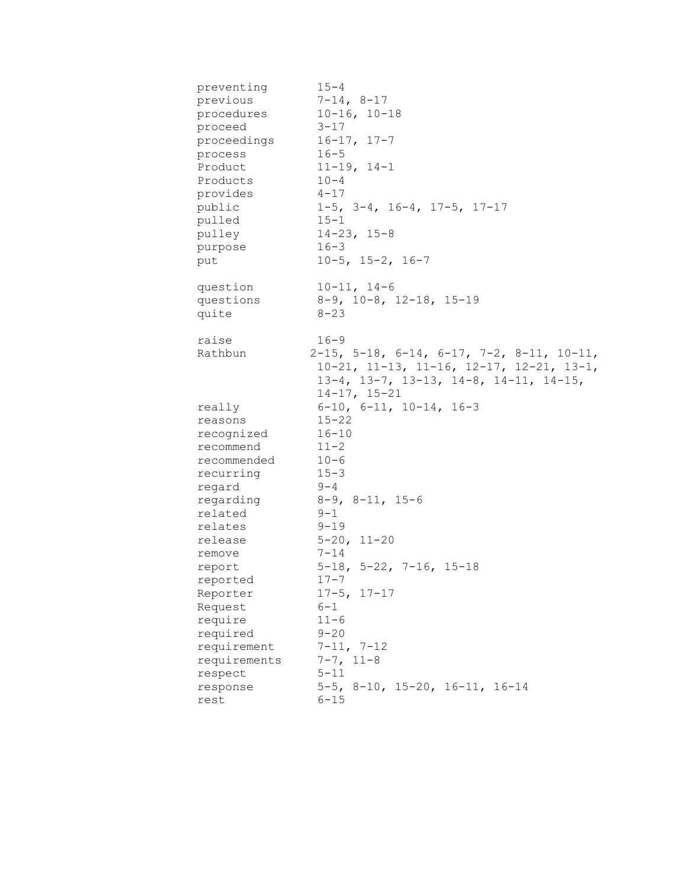```
preventing       15-4
previous         7-14, 8-17
procedures       10-16, 10-18
proceed          3-17
proceedings      16-17, 17-7
process          16-5
Product          11-19, 14-1
Products         10-4
provides         4-17
public           1-5, 3-4, 16-4, 17-5, 17-17
pulled           15-1
pulley           14-23, 15-8
purpose          16-3
put              10-5, 15-2, 16-7

question         10-11, 14-6
questions        8-9, 10-8, 12-18, 15-19
quite            8-23

raise            16-9
Rathbun          2-15, 5-18, 6-14, 6-17, 7-2, 8-11, 10-11,
                 10-21, 11-13, 11-16, 12-17, 12-21, 13-1,
                 13-4, 13-7, 13-13, 14-8, 14-11, 14-15,
                 14-17, 15-21
really           6-10, 6-11, 10-14, 16-3
reasons          15-22
recognized       16-10
recommend        11-2
recommended      10-6
recurring        15-3
regard           9-4
regarding        8-9, 8-11, 15-6
related          9-1
relates          9-19
release          5-20, 11-20
remove           7-14
report           5-18, 5-22, 7-16, 15-18
reported         17-7
Reporter         17-5, 17-17
Request          6-1
require          11-6
required         9-20
requirement      7-11, 7-12
requirements     7-7, 11-8
respect          5-11
response         5-5, 8-10, 15-20, 16-11, 16-14
rest             6-15
```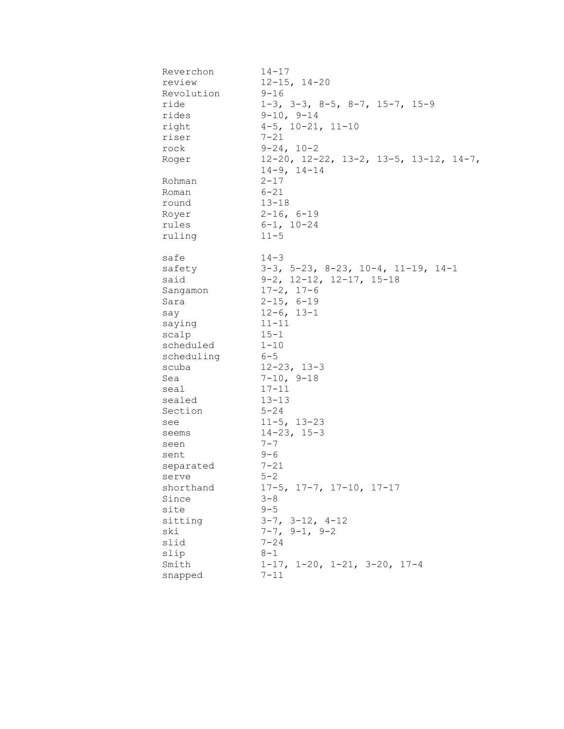| | |
|---|---|
| Reverchon | 14-17 |
| review | 12-15, 14-20 |
| Revolution | 9-16 |
| ride | 1-3, 3-3, 8-5, 8-7, 15-7, 15-9 |
| rides | 9-10, 9-14 |
| right | 4-5, 10-21, 11-10 |
| riser | 7-21 |
| rock | 9-24, 10-2 |
| Roger | 12-20, 12-22, 13-2, 13-5, 13-12, 14-7, 14-9, 14-14 |
| Rohman | 2-17 |
| Roman | 6-21 |
| round | 13-18 |
| Royer | 2-16, 6-19 |
| rules | 6-1, 10-24 |
| ruling | 11-5 |
| | |
| safe | 14-3 |
| safety | 3-3, 5-23, 8-23, 10-4, 11-19, 14-1 |
| said | 9-2, 12-12, 12-17, 15-18 |
| Sangamon | 17-2, 17-6 |
| Sara | 2-15, 6-19 |
| say | 12-6, 13-1 |
| saying | 11-11 |
| scalp | 15-1 |
| scheduled | 1-10 |
| scheduling | 6-5 |
| scuba | 12-23, 13-3 |
| Sea | 7-10, 9-18 |
| seal | 17-11 |
| sealed | 13-13 |
| Section | 5-24 |
| see | 11-5, 13-23 |
| seems | 14-23, 15-3 |
| seen | 7-7 |
| sent | 9-6 |
| separated | 7-21 |
| serve | 5-2 |
| shorthand | 17-5, 17-7, 17-10, 17-17 |
| Since | 3-8 |
| site | 9-5 |
| sitting | 3-7, 3-12, 4-12 |
| ski | 7-7, 9-1, 9-2 |
| slid | 7-24 |
| slip | 8-1 |
| Smith | 1-17, 1-20, 1-21, 3-20, 17-4 |
| snapped | 7-11 |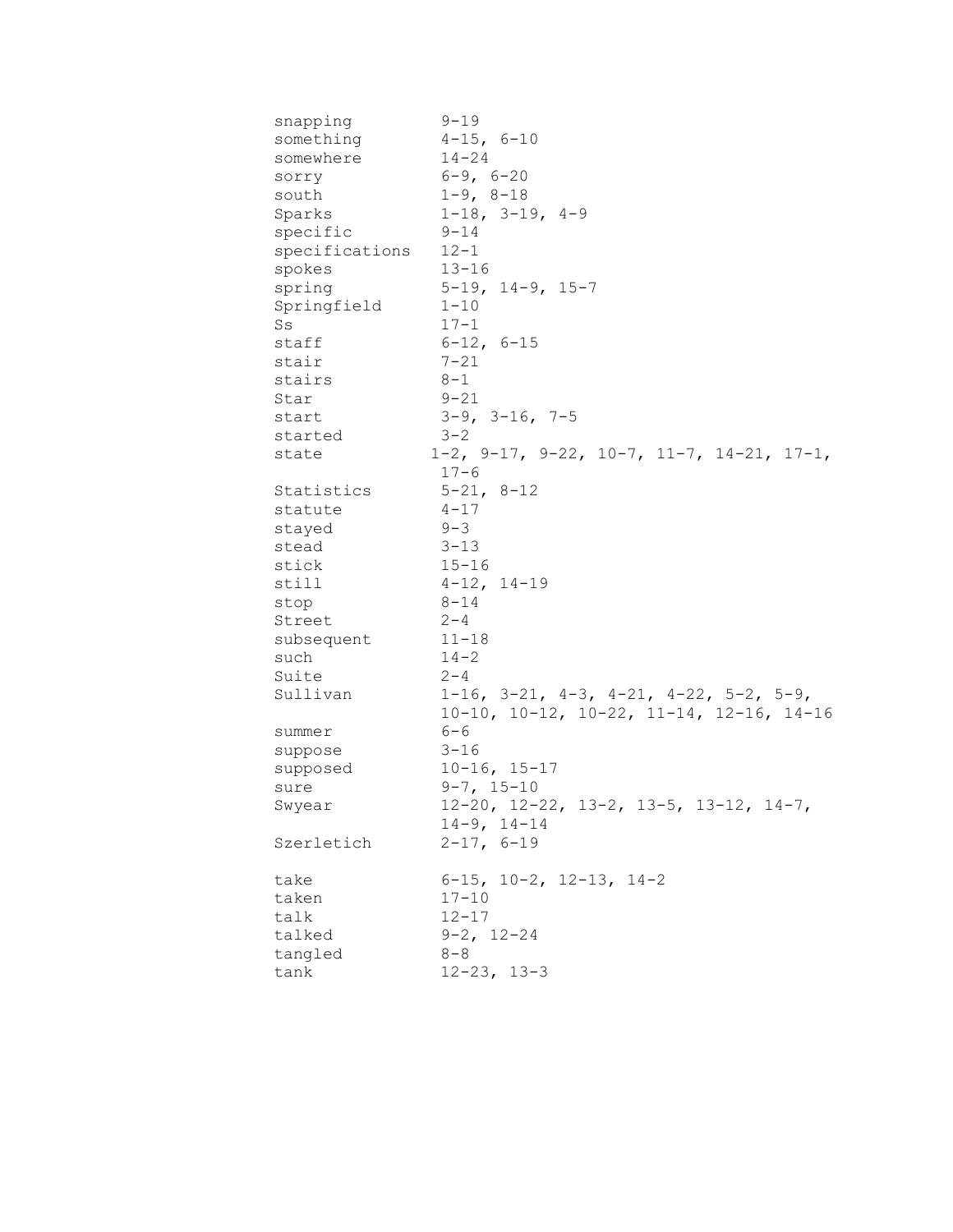| | |
|---|---|
| snapping | 9-19 |
| something | 4-15, 6-10 |
| somewhere | 14-24 |
| sorry | 6-9, 6-20 |
| south | 1-9, 8-18 |
| Sparks | 1-18, 3-19, 4-9 |
| specific | 9-14 |
| specifications | 12-1 |
| spokes | 13-16 |
| spring | 5-19, 14-9, 15-7 |
| Springfield | 1-10 |
| Ss | 17-1 |
| staff | 6-12, 6-15 |
| stair | 7-21 |
| stairs | 8-1 |
| Star | 9-21 |
| start | 3-9, 3-16, 7-5 |
| started | 3-2 |
| state | 1-2, 9-17, 9-22, 10-7, 11-7, 14-21, 17-1, 17-6 |
| Statistics | 5-21, 8-12 |
| statute | 4-17 |
| stayed | 9-3 |
| stead | 3-13 |
| stick | 15-16 |
| still | 4-12, 14-19 |
| stop | 8-14 |
| Street | 2-4 |
| subsequent | 11-18 |
| such | 14-2 |
| Suite | 2-4 |
| Sullivan | 1-16, 3-21, 4-3, 4-21, 4-22, 5-2, 5-9, 10-10, 10-12, 10-22, 11-14, 12-16, 14-16 |
| summer | 6-6 |
| suppose | 3-16 |
| supposed | 10-16, 15-17 |
| sure | 9-7, 15-10 |
| Swyear | 12-20, 12-22, 13-2, 13-5, 13-12, 14-7, 14-9, 14-14 |
| Szerletich | 2-17, 6-19 |
| | |
| take | 6-15, 10-2, 12-13, 14-2 |
| taken | 17-10 |
| talk | 12-17 |
| talked | 9-2, 12-24 |
| tangled | 8-8 |
| tank | 12-23, 13-3 |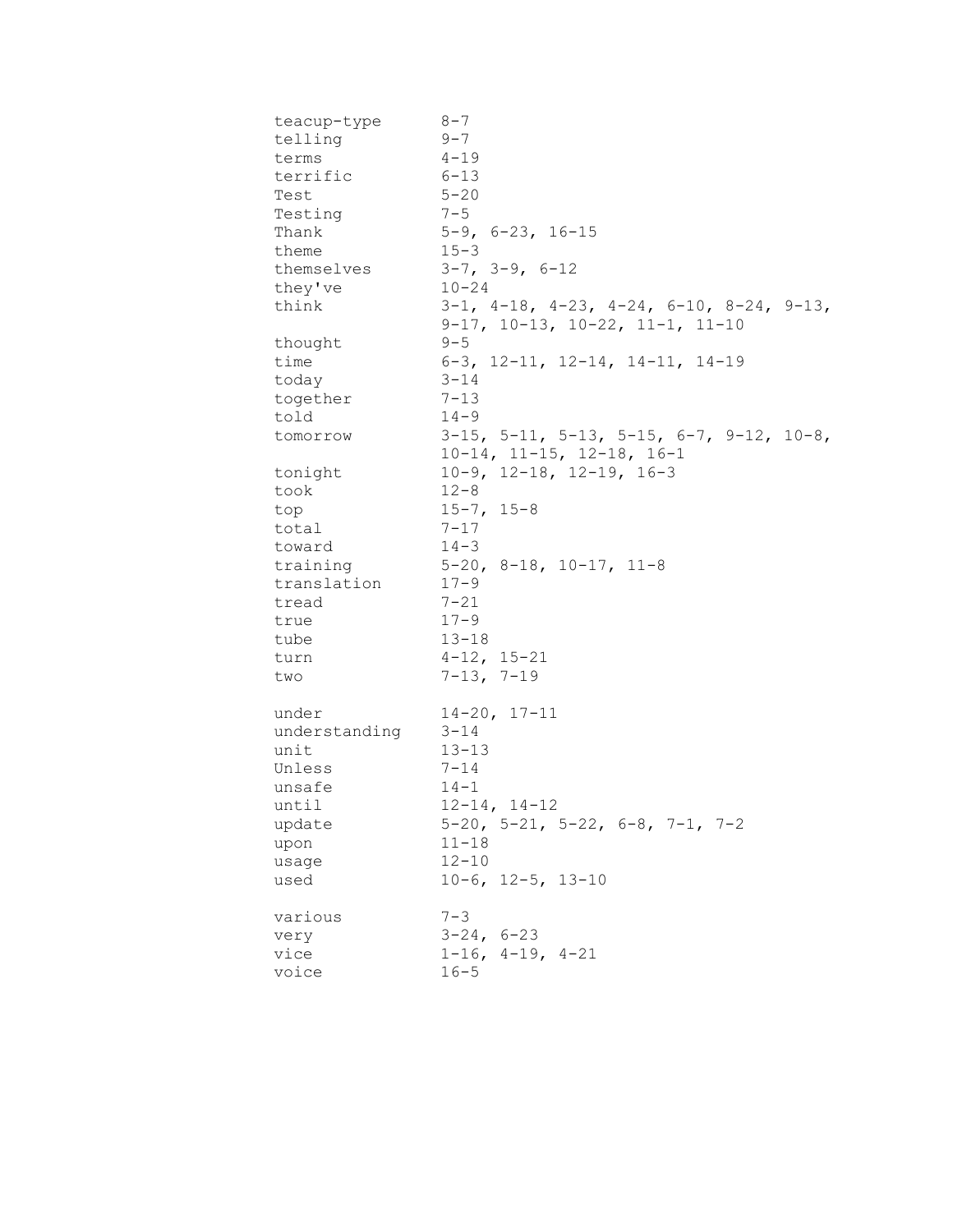```
teacup-type      8-7
telling          9-7
terms            4-19
terrific         6-13
Test             5-20
Testing          7-5
Thank            5-9, 6-23, 16-15
theme            15-3
themselves       3-7, 3-9, 6-12
they've          10-24
think            3-1, 4-18, 4-23, 4-24, 6-10, 8-24, 9-13,
                 9-17, 10-13, 10-22, 11-1, 11-10
thought          9-5
time             6-3, 12-11, 12-14, 14-11, 14-19
today            3-14
together         7-13
told             14-9
tomorrow         3-15, 5-11, 5-13, 5-15, 6-7, 9-12, 10-8,
                 10-14, 11-15, 12-18, 16-1
tonight          10-9, 12-18, 12-19, 16-3
took             12-8
top              15-7, 15-8
total            7-17
toward           14-3
training         5-20, 8-18, 10-17, 11-8
translation      17-9
tread            7-21
true             17-9
tube             13-18
turn             4-12, 15-21
two              7-13, 7-19

under            14-20, 17-11
understanding    3-14
unit             13-13
Unless           7-14
unsafe           14-1
until            12-14, 14-12
update           5-20, 5-21, 5-22, 6-8, 7-1, 7-2
upon             11-18
usage            12-10
used             10-6, 12-5, 13-10

various          7-3
very             3-24, 6-23
vice             1-16, 4-19, 4-21
voice            16-5
```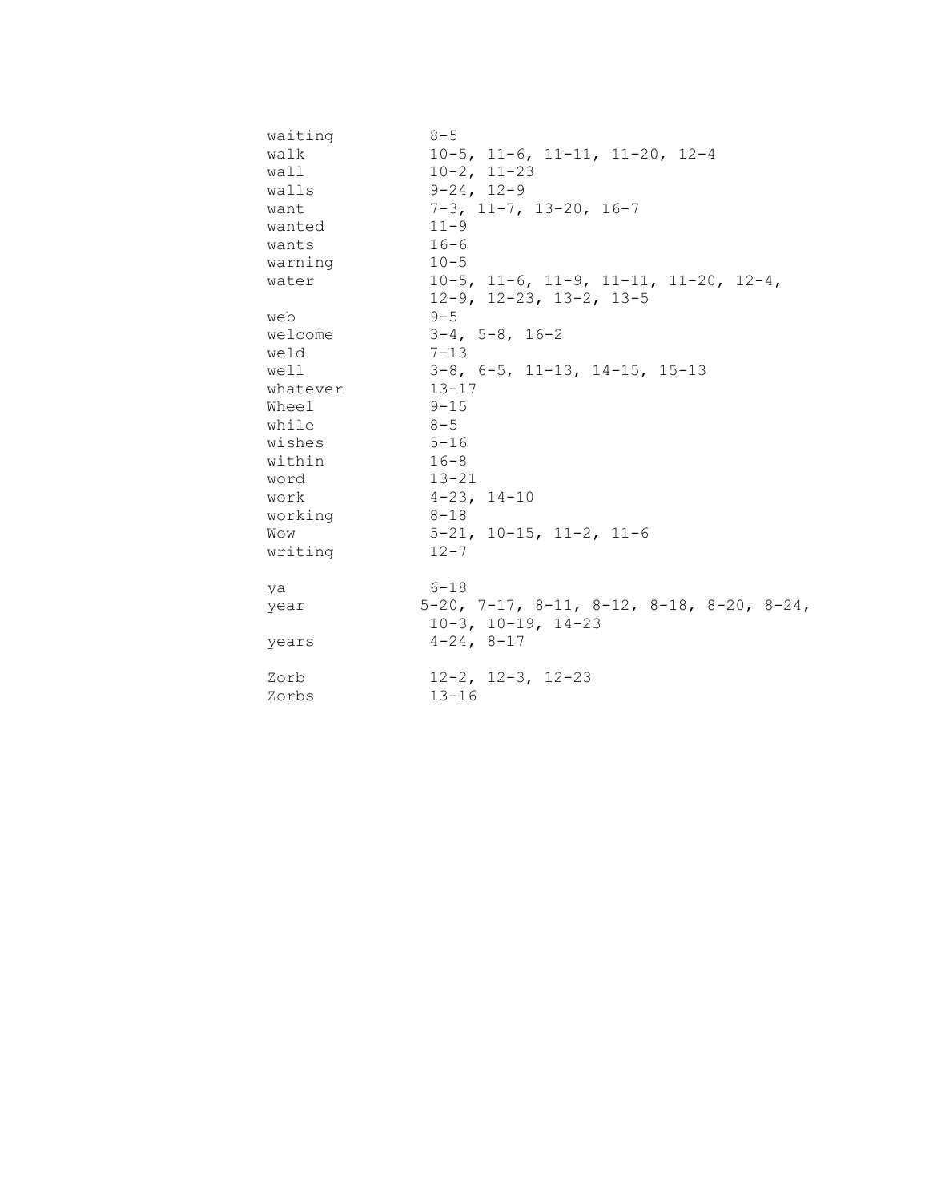| | |
|---|---|
| waiting | 8-5 |
| walk | 10-5, 11-6, 11-11, 11-20, 12-4 |
| wall | 10-2, 11-23 |
| walls | 9-24, 12-9 |
| want | 7-3, 11-7, 13-20, 16-7 |
| wanted | 11-9 |
| wants | 16-6 |
| warning | 10-5 |
| water | 10-5, 11-6, 11-9, 11-11, 11-20, 12-4, 12-9, 12-23, 13-2, 13-5 |
| web | 9-5 |
| welcome | 3-4, 5-8, 16-2 |
| weld | 7-13 |
| well | 3-8, 6-5, 11-13, 14-15, 15-13 |
| whatever | 13-17 |
| Wheel | 9-15 |
| while | 8-5 |
| wishes | 5-16 |
| within | 16-8 |
| word | 13-21 |
| work | 4-23, 14-10 |
| working | 8-18 |
| Wow | 5-21, 10-15, 11-2, 11-6 |
| writing | 12-7 |
| | |
| ya | 6-18 |
| year | 5-20, 7-17, 8-11, 8-12, 8-18, 8-20, 8-24, 10-3, 10-19, 14-23 |
| years | 4-24, 8-17 |
| | |
| Zorb | 12-2, 12-3, 12-23 |
| Zorbs | 13-16 |